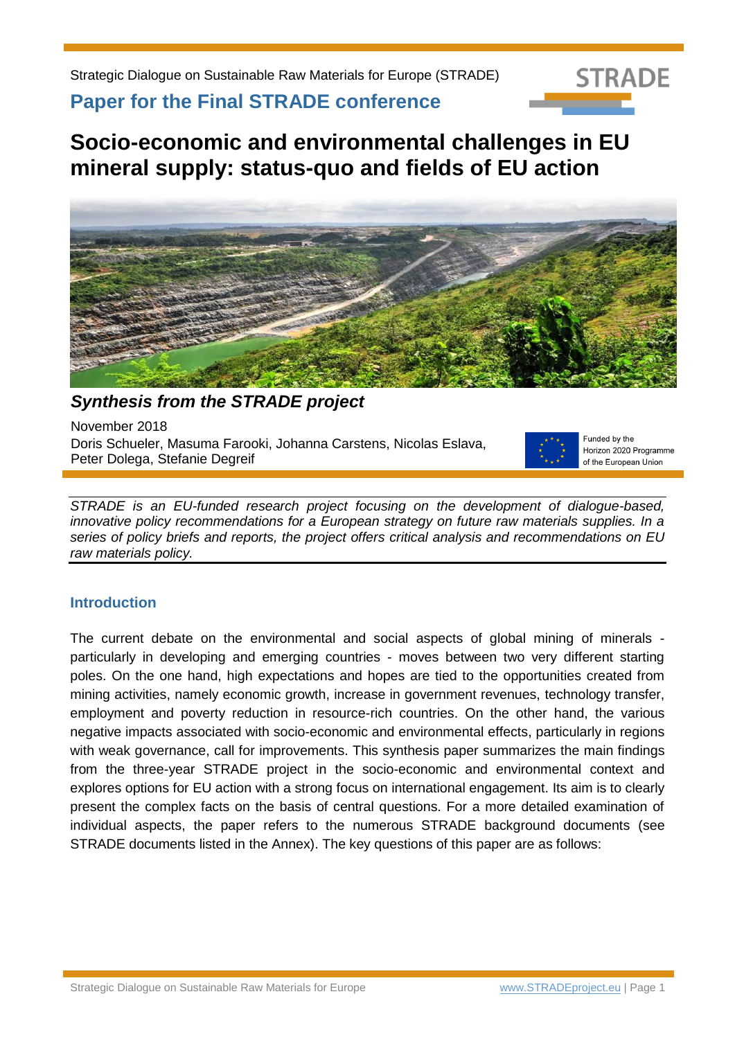Strategic Dialogue on Sustainable Raw Materials for Europe (STRADE)

## Paper for the Final STRADE conference

# Socio-economic and environmental challenges in EU mineral supply: status-quo and fields of EU action

### *Synthesis from the STRADE project*

November 2018

Doris Schueler, Masuma Farooki, Johanna Carstens, Nicolas Eslava, Peter Dolega, Stefanie Degreif

Funded by the Horizon 2020 Programme of the European Union

*STRADE is an EU-funded research project focusing on the development of dialogue-based, innovative policy recommendations for a European strategy on future raw materials supplies. In a series of policy briefs and reports, the project offers critical analysis and recommendations on EU raw materials policy.*

## Introduction

The current debate on the environmental and social aspects of global mining of minerals - particularly in developing and emerging countries - moves between two very different starting poles. On the one hand, high expectations and hopes are tied to the opportunities created from mining activities, namely economic growth, increase in government revenues, technology transfer, employment and poverty reduction in resource-rich countries. On the other hand, the various negative impacts associated with socio-economic and environmental effects, particularly in regions with weak governance, call for improvements. This synthesis paper summarizes the main findings from the three-year STRADE project in the socio-economic and environmental context and explores options for EU action with a strong focus on international engagement. Its aim is to clearly present the complex facts on the basis of central questions. For a more detailed examination of individual aspects, the paper refers to the numerous STRADE background documents (see STRADE documents listed in the Annex). The key questions of this paper are as follows: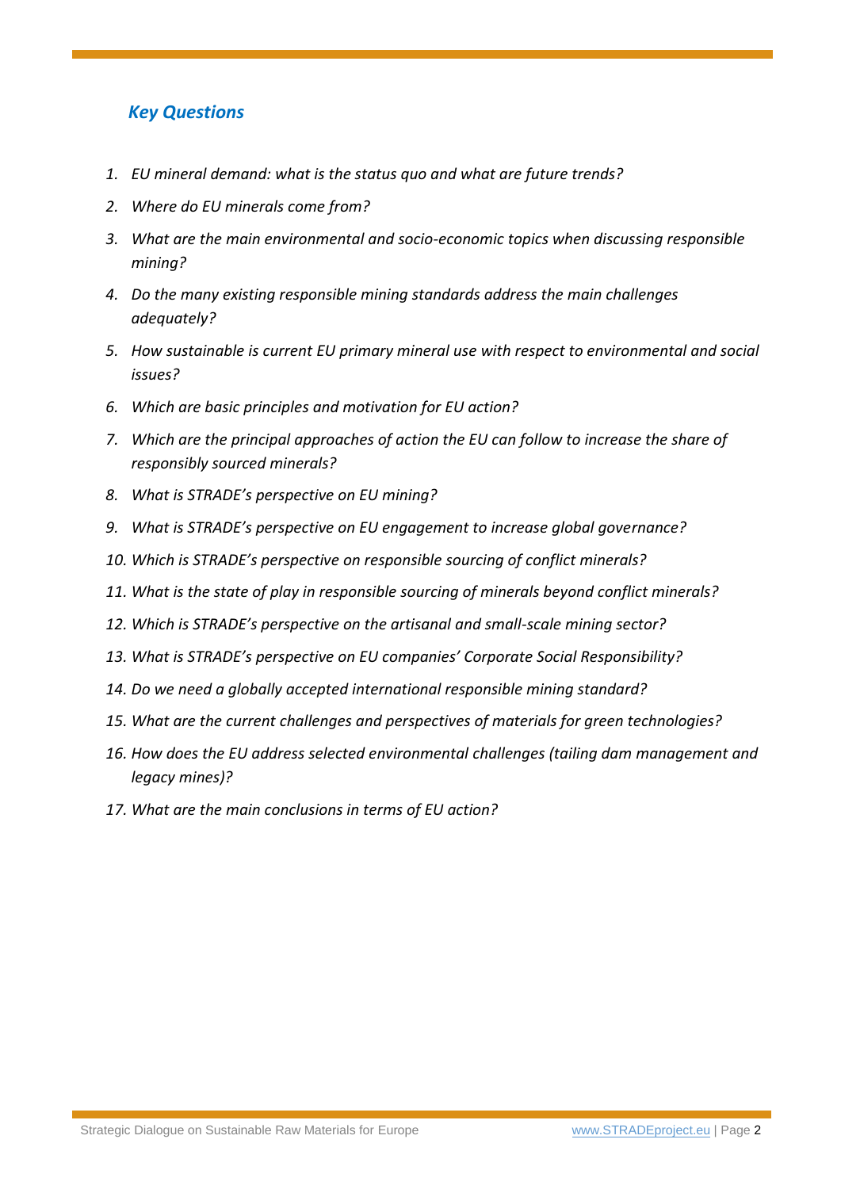## *Key Questions*

1. *EU mineral demand: what is the status quo and what are future trends?*
2. *Where do EU minerals come from?*
3. *What are the main environmental and socio-economic topics when discussing responsible mining?*
4. *Do the many existing responsible mining standards address the main challenges adequately?*
5. *How sustainable is current EU primary mineral use with respect to environmental and social issues?*
6. *Which are basic principles and motivation for EU action?*
7. *Which are the principal approaches of action the EU can follow to increase the share of responsibly sourced minerals?*
8. *What is STRADE's perspective on EU mining?*
9. *What is STRADE's perspective on EU engagement to increase global governance?*
10. *Which is STRADE's perspective on responsible sourcing of conflict minerals?*
11. *What is the state of play in responsible sourcing of minerals beyond conflict minerals?*
12. *Which is STRADE's perspective on the artisanal and small-scale mining sector?*
13. *What is STRADE's perspective on EU companies' Corporate Social Responsibility?*
14. *Do we need a globally accepted international responsible mining standard?*
15. *What are the current challenges and perspectives of materials for green technologies?*
16. *How does the EU address selected environmental challenges (tailing dam management and legacy mines)?*
17. *What are the main conclusions in terms of EU action?*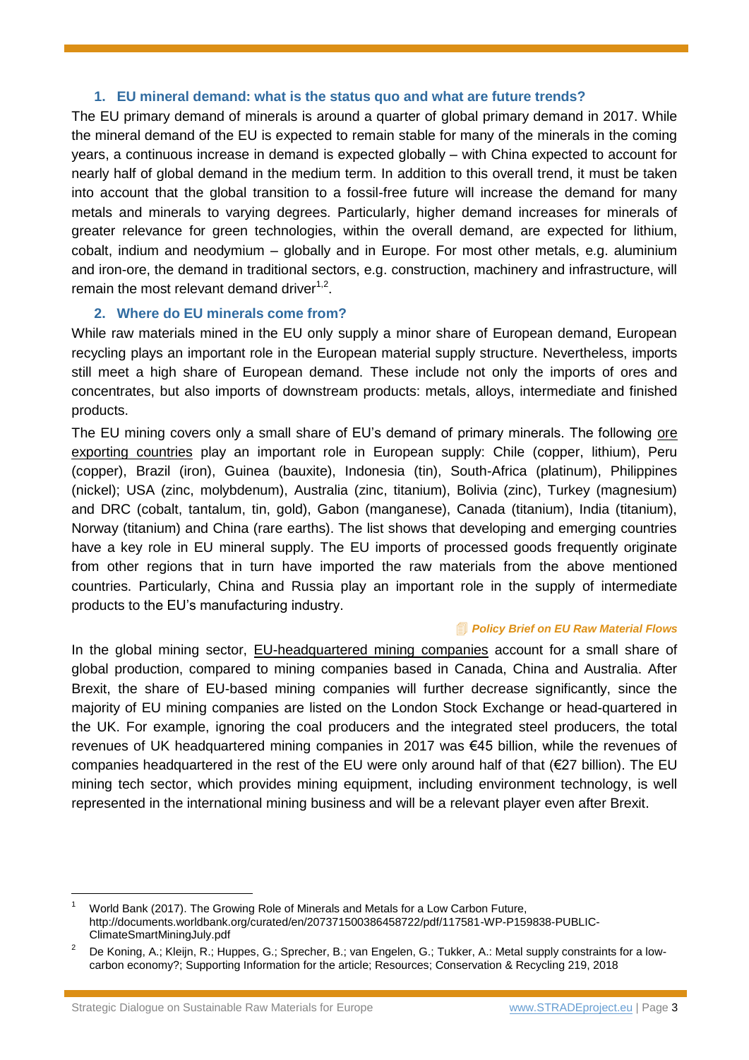## 1. EU mineral demand: what is the status quo and what are future trends?

The EU primary demand of minerals is around a quarter of global primary demand in 2017. While the mineral demand of the EU is expected to remain stable for many of the minerals in the coming years, a continuous increase in demand is expected globally – with China expected to account for nearly half of global demand in the medium term. In addition to this overall trend, it must be taken into account that the global transition to a fossil-free future will increase the demand for many metals and minerals to varying degrees. Particularly, higher demand increases for minerals of greater relevance for green technologies, within the overall demand, are expected for lithium, cobalt, indium and neodymium – globally and in Europe. For most other metals, e.g. aluminium and iron-ore, the demand in traditional sectors, e.g. construction, machinery and infrastructure, will remain the most relevant demand driver[1,2].

## 2. Where do EU minerals come from?

While raw materials mined in the EU only supply a minor share of European demand, European recycling plays an important role in the European material supply structure. Nevertheless, imports still meet a high share of European demand. These include not only the imports of ores and concentrates, but also imports of downstream products: metals, alloys, intermediate and finished products.

The EU mining covers only a small share of EU's demand of primary minerals. The following ore exporting countries play an important role in European supply: Chile (copper, lithium), Peru (copper), Brazil (iron), Guinea (bauxite), Indonesia (tin), South-Africa (platinum), Philippines (nickel); USA (zinc, molybdenum), Australia (zinc, titanium), Bolivia (zinc), Turkey (magnesium) and DRC (cobalt, tantalum, tin, gold), Gabon (manganese), Canada (titanium), India (titanium), Norway (titanium) and China (rare earths). The list shows that developing and emerging countries have a key role in EU mineral supply. The EU imports of processed goods frequently originate from other regions that in turn have imported the raw materials from the above mentioned countries. Particularly, China and Russia play an important role in the supply of intermediate products to the EU's manufacturing industry.

***Policy Brief on EU Raw Material Flows***

In the global mining sector, EU-headquartered mining companies account for a small share of global production, compared to mining companies based in Canada, China and Australia. After Brexit, the share of EU-based mining companies will further decrease significantly, since the majority of EU mining companies are listed on the London Stock Exchange or head-quartered in the UK. For example, ignoring the coal producers and the integrated steel producers, the total revenues of UK headquartered mining companies in 2017 was €45 billion, while the revenues of companies headquartered in the rest of the EU were only around half of that (€27 billion). The EU mining tech sector, which provides mining equipment, including environment technology, is well represented in the international mining business and will be a relevant player even after Brexit.

---

[1] World Bank (2017). The Growing Role of Minerals and Metals for a Low Carbon Future, http://documents.worldbank.org/curated/en/207371500386458722/pdf/117581-WP-P159838-PUBLIC-ClimateSmartMiningJuly.pdf

[2] De Koning, A.; Kleijn, R.; Huppes, G.; Sprecher, B.; van Engelen, G.; Tukker, A.: Metal supply constraints for a low-carbon economy?; Supporting Information for the article; Resources; Conservation & Recycling 219, 2018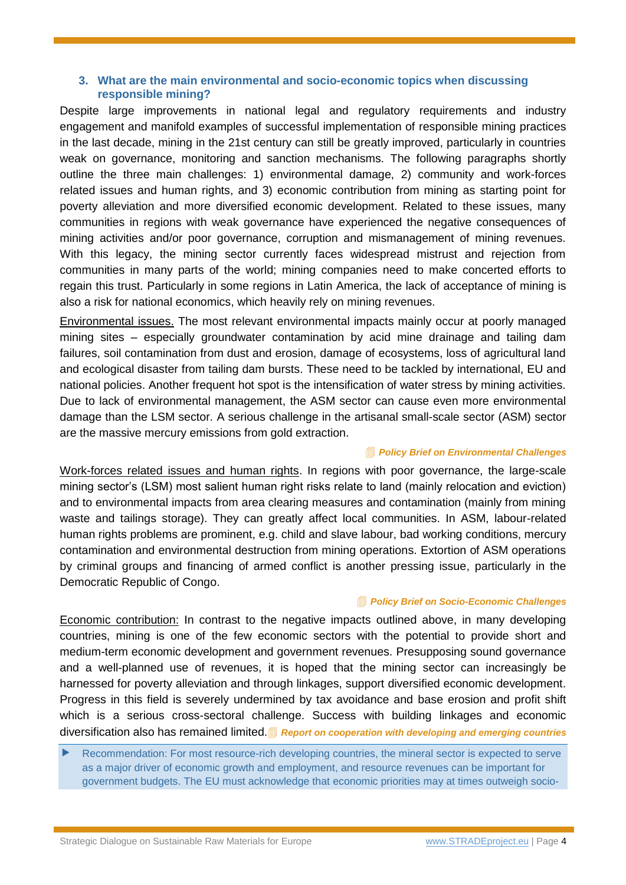### 3. What are the main environmental and socio-economic topics when discussing responsible mining?

Despite large improvements in national legal and regulatory requirements and industry engagement and manifold examples of successful implementation of responsible mining practices in the last decade, mining in the 21st century can still be greatly improved, particularly in countries weak on governance, monitoring and sanction mechanisms. The following paragraphs shortly outline the three main challenges: 1) environmental damage, 2) community and work-forces related issues and human rights, and 3) economic contribution from mining as starting point for poverty alleviation and more diversified economic development. Related to these issues, many communities in regions with weak governance have experienced the negative consequences of mining activities and/or poor governance, corruption and mismanagement of mining revenues. With this legacy, the mining sector currently faces widespread mistrust and rejection from communities in many parts of the world; mining companies need to make concerted efforts to regain this trust. Particularly in some regions in Latin America, the lack of acceptance of mining is also a risk for national economics, which heavily rely on mining revenues.

Environmental issues. The most relevant environmental impacts mainly occur at poorly managed mining sites – especially groundwater contamination by acid mine drainage and tailing dam failures, soil contamination from dust and erosion, damage of ecosystems, loss of agricultural land and ecological disaster from tailing dam bursts. These need to be tackled by international, EU and national policies. Another frequent hot spot is the intensification of water stress by mining activities. Due to lack of environmental management, the ASM sector can cause even more environmental damage than the LSM sector. A serious challenge in the artisanal small-scale sector (ASM) sector are the massive mercury emissions from gold extraction.

***Policy Brief on Environmental Challenges***

Work-forces related issues and human rights. In regions with poor governance, the large-scale mining sector's (LSM) most salient human right risks relate to land (mainly relocation and eviction) and to environmental impacts from area clearing measures and contamination (mainly from mining waste and tailings storage). They can greatly affect local communities. In ASM, labour-related human rights problems are prominent, e.g. child and slave labour, bad working conditions, mercury contamination and environmental destruction from mining operations. Extortion of ASM operations by criminal groups and financing of armed conflict is another pressing issue, particularly in the Democratic Republic of Congo.

***Policy Brief on Socio-Economic Challenges***

Economic contribution: In contrast to the negative impacts outlined above, in many developing countries, mining is one of the few economic sectors with the potential to provide short and medium-term economic development and government revenues. Presupposing sound governance and a well-planned use of revenues, it is hoped that the mining sector can increasingly be harnessed for poverty alleviation and through linkages, support diversified economic development. Progress in this field is severely undermined by tax avoidance and base erosion and profit shift which is a serious cross-sectoral challenge. Success with building linkages and economic diversification also has remained limited. ***Report on cooperation with developing and emerging countries***

- Recommendation: For most resource-rich developing countries, the mineral sector is expected to serve as a major driver of economic growth and employment, and resource revenues can be important for government budgets. The EU must acknowledge that economic priorities may at times outweigh socio-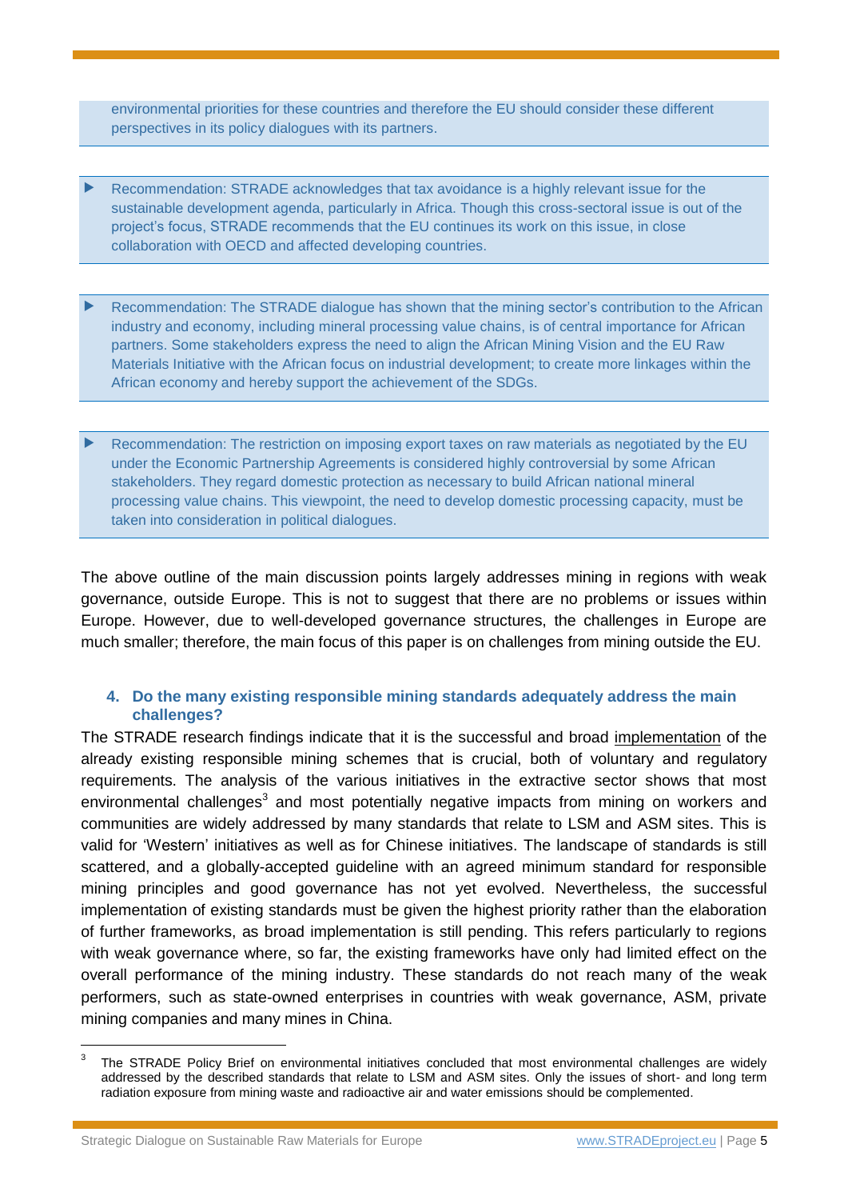environmental priorities for these countries and therefore the EU should consider these different perspectives in its policy dialogues with its partners.

- Recommendation: STRADE acknowledges that tax avoidance is a highly relevant issue for the sustainable development agenda, particularly in Africa. Though this cross-sectoral issue is out of the project's focus, STRADE recommends that the EU continues its work on this issue, in close collaboration with OECD and affected developing countries.

- Recommendation: The STRADE dialogue has shown that the mining sector's contribution to the African industry and economy, including mineral processing value chains, is of central importance for African partners. Some stakeholders express the need to align the African Mining Vision and the EU Raw Materials Initiative with the African focus on industrial development; to create more linkages within the African economy and hereby support the achievement of the SDGs.

- Recommendation: The restriction on imposing export taxes on raw materials as negotiated by the EU under the Economic Partnership Agreements is considered highly controversial by some African stakeholders. They regard domestic protection as necessary to build African national mineral processing value chains. This viewpoint, the need to develop domestic processing capacity, must be taken into consideration in political dialogues.

The above outline of the main discussion points largely addresses mining in regions with weak governance, outside Europe. This is not to suggest that there are no problems or issues within Europe. However, due to well-developed governance structures, the challenges in Europe are much smaller; therefore, the main focus of this paper is on challenges from mining outside the EU.

## 4. Do the many existing responsible mining standards adequately address the main challenges?

The STRADE research findings indicate that it is the successful and broad implementation of the already existing responsible mining schemes that is crucial, both of voluntary and regulatory requirements. The analysis of the various initiatives in the extractive sector shows that most environmental challenges[3] and most potentially negative impacts from mining on workers and communities are widely addressed by many standards that relate to LSM and ASM sites. This is valid for 'Western' initiatives as well as for Chinese initiatives. The landscape of standards is still scattered, and a globally-accepted guideline with an agreed minimum standard for responsible mining principles and good governance has not yet evolved. Nevertheless, the successful implementation of existing standards must be given the highest priority rather than the elaboration of further frameworks, as broad implementation is still pending. This refers particularly to regions with weak governance where, so far, the existing frameworks have only had limited effect on the overall performance of the mining industry. These standards do not reach many of the weak performers, such as state-owned enterprises in countries with weak governance, ASM, private mining companies and many mines in China.

[3] The STRADE Policy Brief on environmental initiatives concluded that most environmental challenges are widely addressed by the described standards that relate to LSM and ASM sites. Only the issues of short- and long term radiation exposure from mining waste and radioactive air and water emissions should be complemented.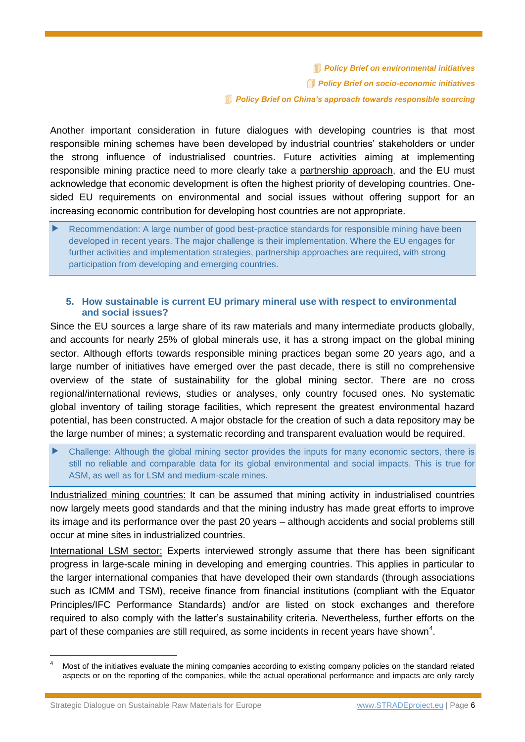*Policy Brief on environmental initiatives*

*Policy Brief on socio-economic initiatives*

*Policy Brief on China's approach towards responsible sourcing*

Another important consideration in future dialogues with developing countries is that most responsible mining schemes have been developed by industrial countries' stakeholders or under the strong influence of industrialised countries. Future activities aiming at implementing responsible mining practice need to more clearly take a partnership approach, and the EU must acknowledge that economic development is often the highest priority of developing countries. One-sided EU requirements on environmental and social issues without offering support for an increasing economic contribution for developing host countries are not appropriate.

> ▶ Recommendation: A large number of good best-practice standards for responsible mining have been developed in recent years. The major challenge is their implementation. Where the EU engages for further activities and implementation strategies, partnership approaches are required, with strong participation from developing and emerging countries.

### 5. How sustainable is current EU primary mineral use with respect to environmental and social issues?

Since the EU sources a large share of its raw materials and many intermediate products globally, and accounts for nearly 25% of global minerals use, it has a strong impact on the global mining sector. Although efforts towards responsible mining practices began some 20 years ago, and a large number of initiatives have emerged over the past decade, there is still no comprehensive overview of the state of sustainability for the global mining sector. There are no cross regional/international reviews, studies or analyses, only country focused ones. No systematic global inventory of tailing storage facilities, which represent the greatest environmental hazard potential, has been constructed. A major obstacle for the creation of such a data repository may be the large number of mines; a systematic recording and transparent evaluation would be required.

> ▶ Challenge: Although the global mining sector provides the inputs for many economic sectors, there is still no reliable and comparable data for its global environmental and social impacts. This is true for ASM, as well as for LSM and medium-scale mines.

Industrialized mining countries: It can be assumed that mining activity in industrialised countries now largely meets good standards and that the mining industry has made great efforts to improve its image and its performance over the past 20 years – although accidents and social problems still occur at mine sites in industrialized countries.

International LSM sector: Experts interviewed strongly assume that there has been significant progress in large-scale mining in developing and emerging countries. This applies in particular to the larger international companies that have developed their own standards (through associations such as ICMM and TSM), receive finance from financial institutions (compliant with the Equator Principles/IFC Performance Standards) and/or are listed on stock exchanges and therefore required to also comply with the latter's sustainability criteria. Nevertheless, further efforts on the part of these companies are still required, as some incidents in recent years have shown[4].

---

[4] Most of the initiatives evaluate the mining companies according to existing company policies on the standard related aspects or on the reporting of the companies, while the actual operational performance and impacts are only rarely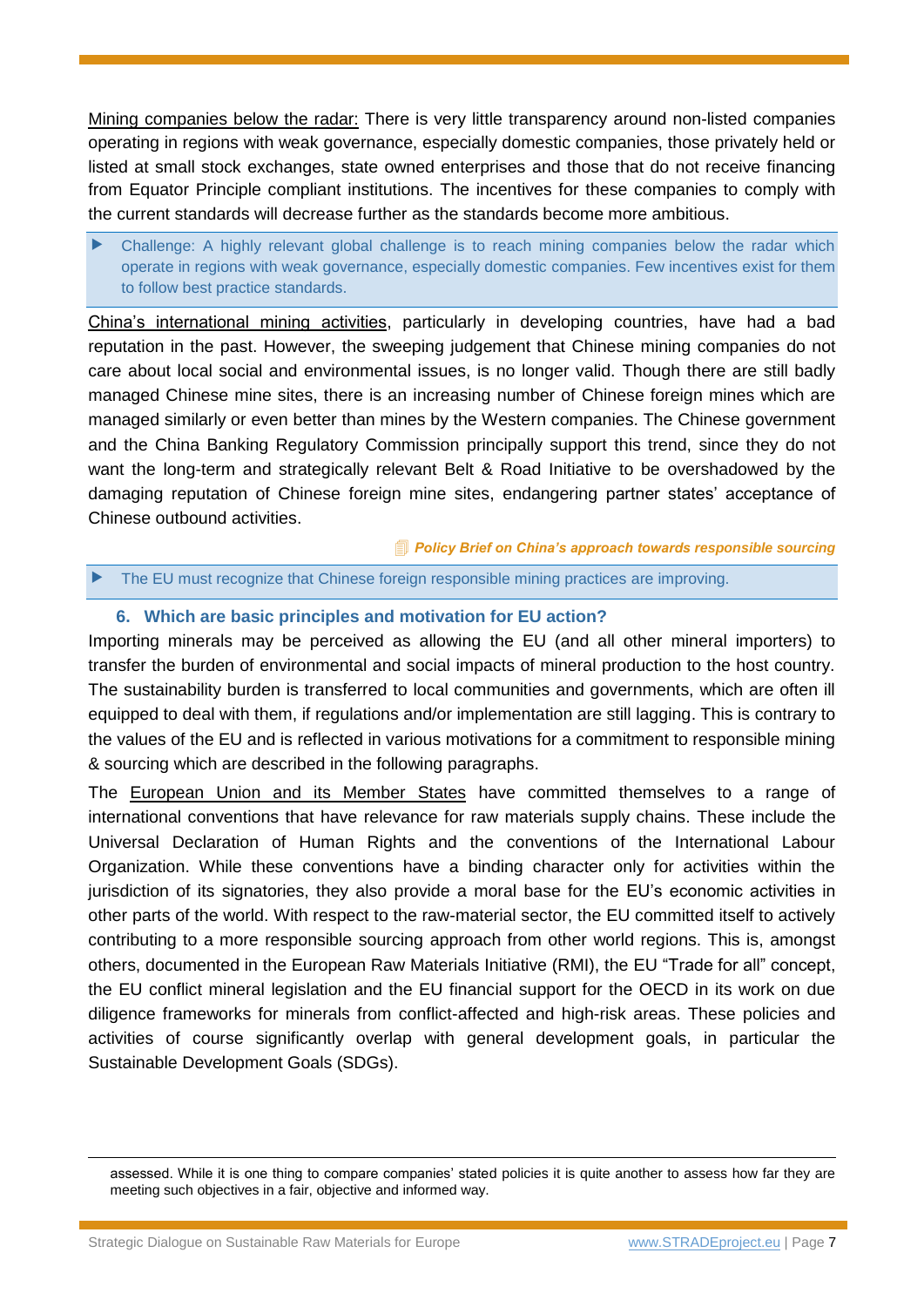Mining companies below the radar: There is very little transparency around non-listed companies operating in regions with weak governance, especially domestic companies, those privately held or listed at small stock exchanges, state owned enterprises and those that do not receive financing from Equator Principle compliant institutions. The incentives for these companies to comply with the current standards will decrease further as the standards become more ambitious.

> ▶ Challenge: A highly relevant global challenge is to reach mining companies below the radar which operate in regions with weak governance, especially domestic companies. Few incentives exist for them to follow best practice standards.

China's international mining activities, particularly in developing countries, have had a bad reputation in the past. However, the sweeping judgement that Chinese mining companies do not care about local social and environmental issues, is no longer valid. Though there are still badly managed Chinese mine sites, there is an increasing number of Chinese foreign mines which are managed similarly or even better than mines by the Western companies. The Chinese government and the China Banking Regulatory Commission principally support this trend, since they do not want the long-term and strategically relevant Belt & Road Initiative to be overshadowed by the damaging reputation of Chinese foreign mine sites, endangering partner states' acceptance of Chinese outbound activities.

*Policy Brief on China's approach towards responsible sourcing*

> ▶ The EU must recognize that Chinese foreign responsible mining practices are improving.

### 6. Which are basic principles and motivation for EU action?

Importing minerals may be perceived as allowing the EU (and all other mineral importers) to transfer the burden of environmental and social impacts of mineral production to the host country. The sustainability burden is transferred to local communities and governments, which are often ill equipped to deal with them, if regulations and/or implementation are still lagging. This is contrary to the values of the EU and is reflected in various motivations for a commitment to responsible mining & sourcing which are described in the following paragraphs.

The European Union and its Member States have committed themselves to a range of international conventions that have relevance for raw materials supply chains. These include the Universal Declaration of Human Rights and the conventions of the International Labour Organization. While these conventions have a binding character only for activities within the jurisdiction of its signatories, they also provide a moral base for the EU's economic activities in other parts of the world. With respect to the raw-material sector, the EU committed itself to actively contributing to a more responsible sourcing approach from other world regions. This is, amongst others, documented in the European Raw Materials Initiative (RMI), the EU "Trade for all" concept, the EU conflict mineral legislation and the EU financial support for the OECD in its work on due diligence frameworks for minerals from conflict-affected and high-risk areas. These policies and activities of course significantly overlap with general development goals, in particular the Sustainable Development Goals (SDGs).

---

assessed. While it is one thing to compare companies' stated policies it is quite another to assess how far they are meeting such objectives in a fair, objective and informed way.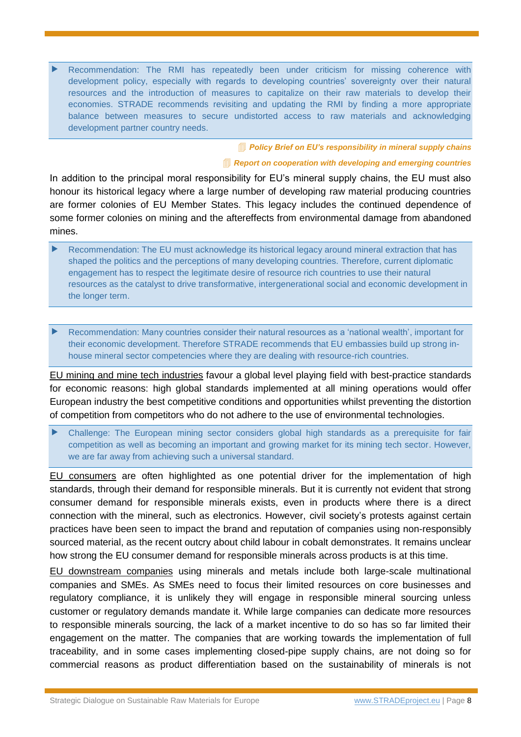- Recommendation: The RMI has repeatedly been under criticism for missing coherence with development policy, especially with regards to developing countries' sovereignty over their natural resources and the introduction of measures to capitalize on their raw materials to develop their economies. STRADE recommends revisiting and updating the RMI by finding a more appropriate balance between measures to secure undistorted access to raw materials and acknowledging development partner country needs.

***Policy Brief on EU's responsibility in mineral supply chains***

***Report on cooperation with developing and emerging countries***

In addition to the principal moral responsibility for EU's mineral supply chains, the EU must also honour its historical legacy where a large number of developing raw material producing countries are former colonies of EU Member States. This legacy includes the continued dependence of some former colonies on mining and the aftereffects from environmental damage from abandoned mines.

- Recommendation: The EU must acknowledge its historical legacy around mineral extraction that has shaped the politics and the perceptions of many developing countries. Therefore, current diplomatic engagement has to respect the legitimate desire of resource rich countries to use their natural resources as the catalyst to drive transformative, intergenerational social and economic development in the longer term.

- Recommendation: Many countries consider their natural resources as a 'national wealth', important for their economic development. Therefore STRADE recommends that EU embassies build up strong in-house mineral sector competencies where they are dealing with resource-rich countries.

<u>EU mining and mine tech industries</u> favour a global level playing field with best-practice standards for economic reasons: high global standards implemented at all mining operations would offer European industry the best competitive conditions and opportunities whilst preventing the distortion of competition from competitors who do not adhere to the use of environmental technologies.

- Challenge: The European mining sector considers global high standards as a prerequisite for fair competition as well as becoming an important and growing market for its mining tech sector. However, we are far away from achieving such a universal standard.

<u>EU consumers</u> are often highlighted as one potential driver for the implementation of high standards, through their demand for responsible minerals. But it is currently not evident that strong consumer demand for responsible minerals exists, even in products where there is a direct connection with the mineral, such as electronics. However, civil society's protests against certain practices have been seen to impact the brand and reputation of companies using non-responsibly sourced material, as the recent outcry about child labour in cobalt demonstrates. It remains unclear how strong the EU consumer demand for responsible minerals across products is at this time.

<u>EU downstream companies</u> using minerals and metals include both large-scale multinational companies and SMEs. As SMEs need to focus their limited resources on core businesses and regulatory compliance, it is unlikely they will engage in responsible mineral sourcing unless customer or regulatory demands mandate it. While large companies can dedicate more resources to responsible minerals sourcing, the lack of a market incentive to do so has so far limited their engagement on the matter. The companies that are working towards the implementation of full traceability, and in some cases implementing closed-pipe supply chains, are not doing so for commercial reasons as product differentiation based on the sustainability of minerals is not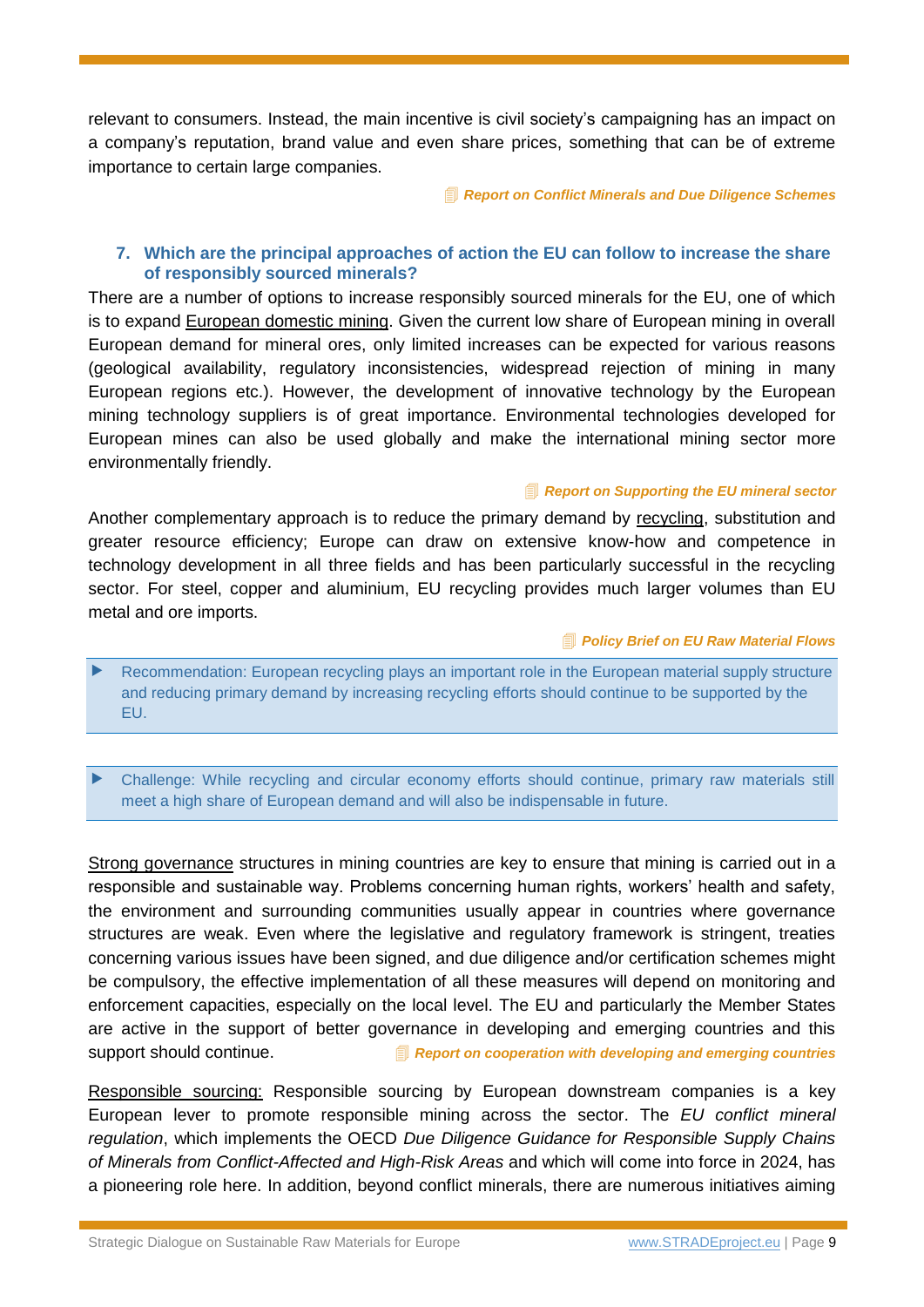relevant to consumers. Instead, the main incentive is civil society's campaigning has an impact on a company's reputation, brand value and even share prices, something that can be of extreme importance to certain large companies.

***Report on Conflict Minerals and Due Diligence Schemes***

### 7. Which are the principal approaches of action the EU can follow to increase the share of responsibly sourced minerals?

There are a number of options to increase responsibly sourced minerals for the EU, one of which is to expand European domestic mining. Given the current low share of European mining in overall European demand for mineral ores, only limited increases can be expected for various reasons (geological availability, regulatory inconsistencies, widespread rejection of mining in many European regions etc.). However, the development of innovative technology by the European mining technology suppliers is of great importance. Environmental technologies developed for European mines can also be used globally and make the international mining sector more environmentally friendly.

***Report on Supporting the EU mineral sector***

Another complementary approach is to reduce the primary demand by recycling, substitution and greater resource efficiency; Europe can draw on extensive know-how and competence in technology development in all three fields and has been particularly successful in the recycling sector. For steel, copper and aluminium, EU recycling provides much larger volumes than EU metal and ore imports.

***Policy Brief on EU Raw Material Flows***

> ▶ Recommendation: European recycling plays an important role in the European material supply structure and reducing primary demand by increasing recycling efforts should continue to be supported by the EU.

> ▶ Challenge: While recycling and circular economy efforts should continue, primary raw materials still meet a high share of European demand and will also be indispensable in future.

Strong governance structures in mining countries are key to ensure that mining is carried out in a responsible and sustainable way. Problems concerning human rights, workers' health and safety, the environment and surrounding communities usually appear in countries where governance structures are weak. Even where the legislative and regulatory framework is stringent, treaties concerning various issues have been signed, and due diligence and/or certification schemes might be compulsory, the effective implementation of all these measures will depend on monitoring and enforcement capacities, especially on the local level. The EU and particularly the Member States are active in the support of better governance in developing and emerging countries and this support should continue.

***Report on cooperation with developing and emerging countries***

Responsible sourcing: Responsible sourcing by European downstream companies is a key European lever to promote responsible mining across the sector. The *EU conflict mineral regulation*, which implements the OECD *Due Diligence Guidance for Responsible Supply Chains of Minerals from Conflict-Affected and High-Risk Areas* and which will come into force in 2024, has a pioneering role here. In addition, beyond conflict minerals, there are numerous initiatives aiming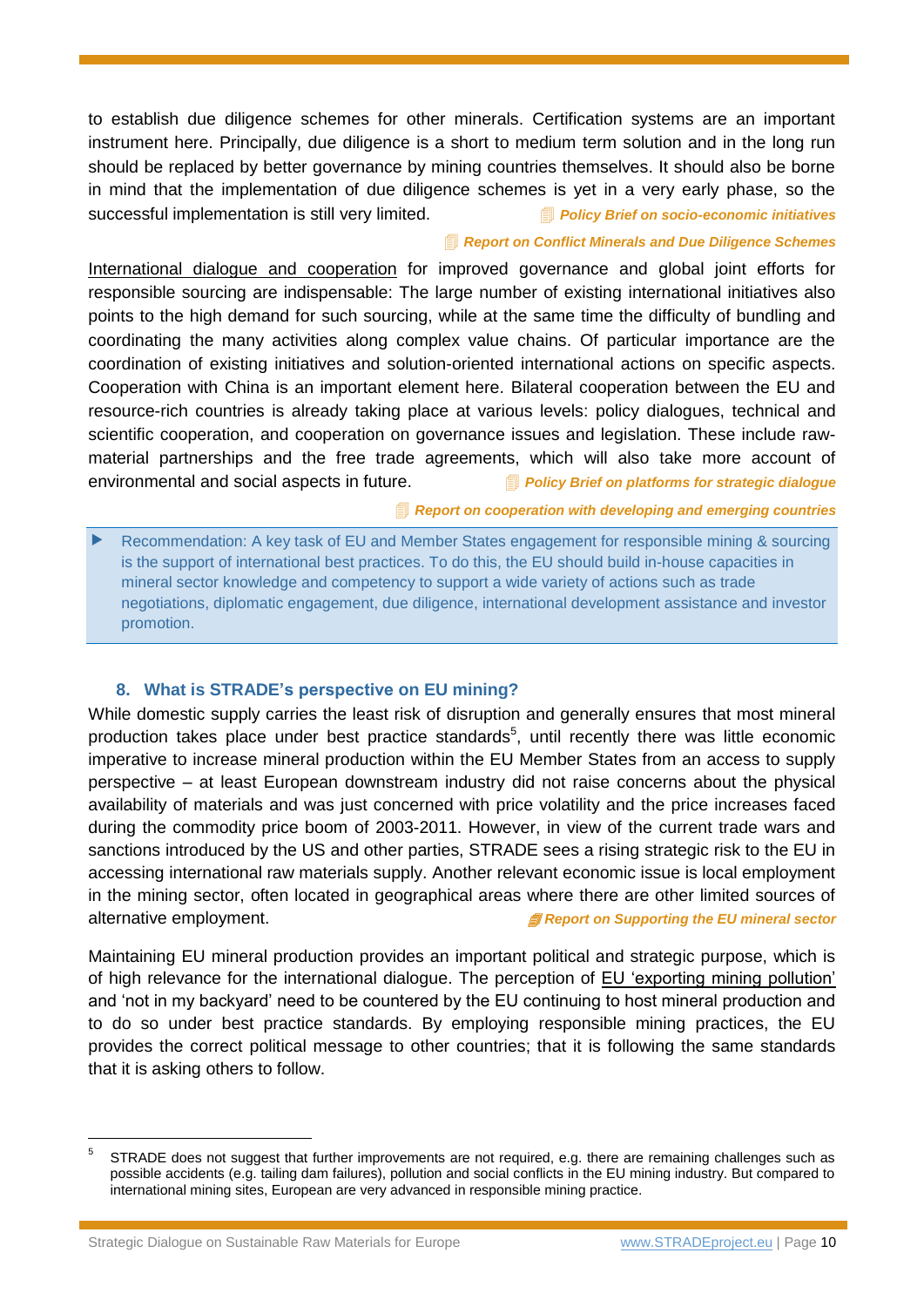to establish due diligence schemes for other minerals. Certification systems are an important instrument here. Principally, due diligence is a short to medium term solution and in the long run should be replaced by better governance by mining countries themselves. It should also be borne in mind that the implementation of due diligence schemes is yet in a very early phase, so the successful implementation is still very limited. ***Policy Brief on socio-economic initiatives***

***Report on Conflict Minerals and Due Diligence Schemes***

International dialogue and cooperation for improved governance and global joint efforts for responsible sourcing are indispensable: The large number of existing international initiatives also points to the high demand for such sourcing, while at the same time the difficulty of bundling and coordinating the many activities along complex value chains. Of particular importance are the coordination of existing initiatives and solution-oriented international actions on specific aspects. Cooperation with China is an important element here. Bilateral cooperation between the EU and resource-rich countries is already taking place at various levels: policy dialogues, technical and scientific cooperation, and cooperation on governance issues and legislation. These include raw-material partnerships and the free trade agreements, which will also take more account of environmental and social aspects in future. ***Policy Brief on platforms for strategic dialogue***

***Report on cooperation with developing and emerging countries***

> ▶ Recommendation: A key task of EU and Member States engagement for responsible mining & sourcing is the support of international best practices. To do this, the EU should build in-house capacities in mineral sector knowledge and competency to support a wide variety of actions such as trade negotiations, diplomatic engagement, due diligence, international development assistance and investor promotion.

## 8. What is STRADE's perspective on EU mining?

While domestic supply carries the least risk of disruption and generally ensures that most mineral production takes place under best practice standards[5], until recently there was little economic imperative to increase mineral production within the EU Member States from an access to supply perspective – at least European downstream industry did not raise concerns about the physical availability of materials and was just concerned with price volatility and the price increases faced during the commodity price boom of 2003-2011. However, in view of the current trade wars and sanctions introduced by the US and other parties, STRADE sees a rising strategic risk to the EU in accessing international raw materials supply. Another relevant economic issue is local employment in the mining sector, often located in geographical areas where there are other limited sources of alternative employment. ***Report on Supporting the EU mineral sector***

Maintaining EU mineral production provides an important political and strategic purpose, which is of high relevance for the international dialogue. The perception of EU 'exporting mining pollution' and 'not in my backyard' need to be countered by the EU continuing to host mineral production and to do so under best practice standards. By employing responsible mining practices, the EU provides the correct political message to other countries; that it is following the same standards that it is asking others to follow.

---

[5] STRADE does not suggest that further improvements are not required, e.g. there are remaining challenges such as possible accidents (e.g. tailing dam failures), pollution and social conflicts in the EU mining industry. But compared to international mining sites, European are very advanced in responsible mining practice.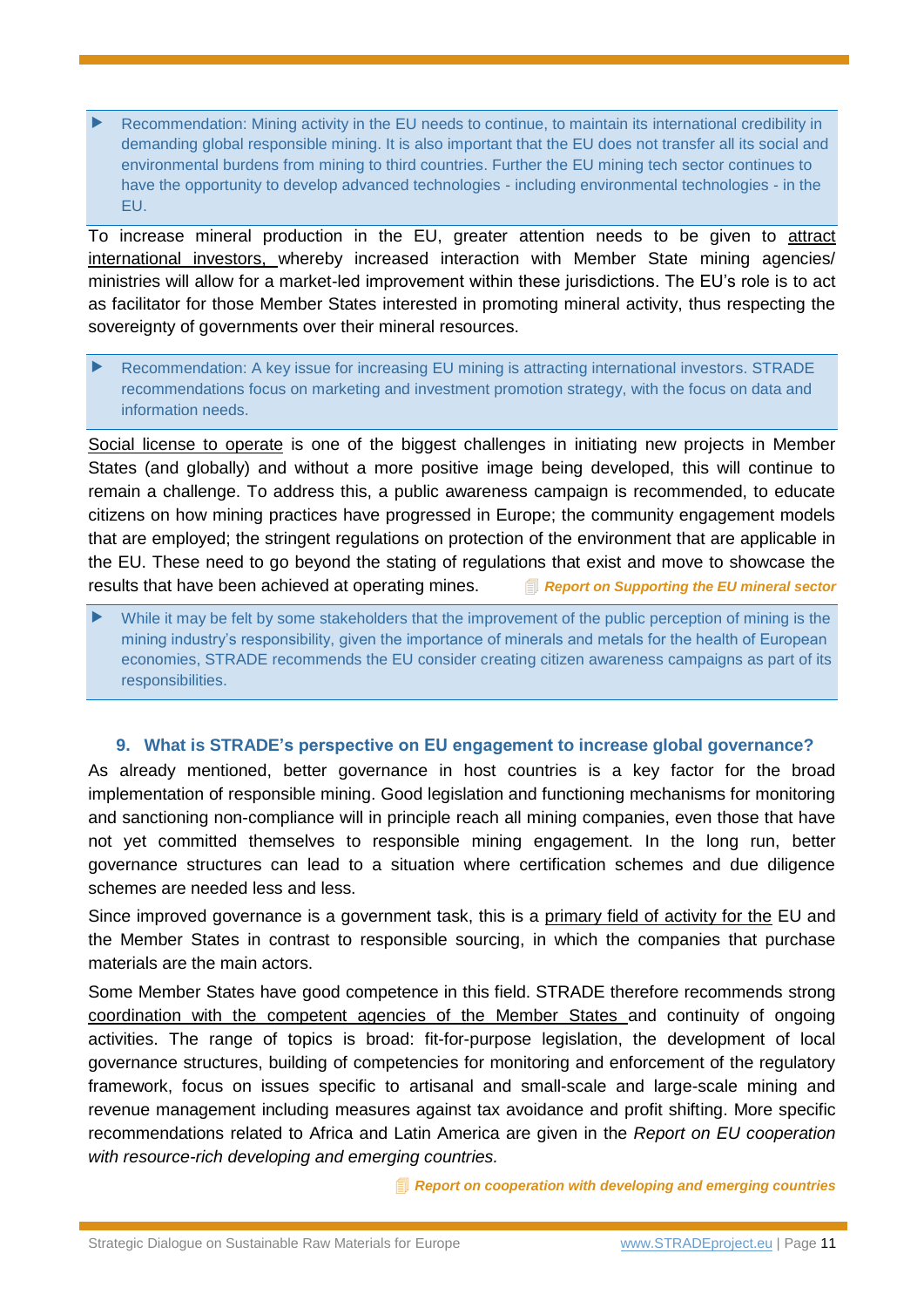> Recommendation: Mining activity in the EU needs to continue, to maintain its international credibility in demanding global responsible mining. It is also important that the EU does not transfer all its social and environmental burdens from mining to third countries. Further the EU mining tech sector continues to have the opportunity to develop advanced technologies - including environmental technologies - in the EU.

To increase mineral production in the EU, greater attention needs to be given to attract international investors, whereby increased interaction with Member State mining agencies/ ministries will allow for a market-led improvement within these jurisdictions. The EU's role is to act as facilitator for those Member States interested in promoting mineral activity, thus respecting the sovereignty of governments over their mineral resources.

> Recommendation: A key issue for increasing EU mining is attracting international investors. STRADE recommendations focus on marketing and investment promotion strategy, with the focus on data and information needs.

Social license to operate is one of the biggest challenges in initiating new projects in Member States (and globally) and without a more positive image being developed, this will continue to remain a challenge. To address this, a public awareness campaign is recommended, to educate citizens on how mining practices have progressed in Europe; the community engagement models that are employed; the stringent regulations on protection of the environment that are applicable in the EU. These need to go beyond the stating of regulations that exist and move to showcase the results that have been achieved at operating mines. ***Report on Supporting the EU mineral sector***

> While it may be felt by some stakeholders that the improvement of the public perception of mining is the mining industry's responsibility, given the importance of minerals and metals for the health of European economies, STRADE recommends the EU consider creating citizen awareness campaigns as part of its responsibilities.

### 9. What is STRADE's perspective on EU engagement to increase global governance?

As already mentioned, better governance in host countries is a key factor for the broad implementation of responsible mining. Good legislation and functioning mechanisms for monitoring and sanctioning non-compliance will in principle reach all mining companies, even those that have not yet committed themselves to responsible mining engagement. In the long run, better governance structures can lead to a situation where certification schemes and due diligence schemes are needed less and less.

Since improved governance is a government task, this is a primary field of activity for the EU and the Member States in contrast to responsible sourcing, in which the companies that purchase materials are the main actors.

Some Member States have good competence in this field. STRADE therefore recommends strong coordination with the competent agencies of the Member States and continuity of ongoing activities. The range of topics is broad: fit-for-purpose legislation, the development of local governance structures, building of competencies for monitoring and enforcement of the regulatory framework, focus on issues specific to artisanal and small-scale and large-scale mining and revenue management including measures against tax avoidance and profit shifting. More specific recommendations related to Africa and Latin America are given in the *Report on EU cooperation with resource-rich developing and emerging countries.*

***Report on cooperation with developing and emerging countries***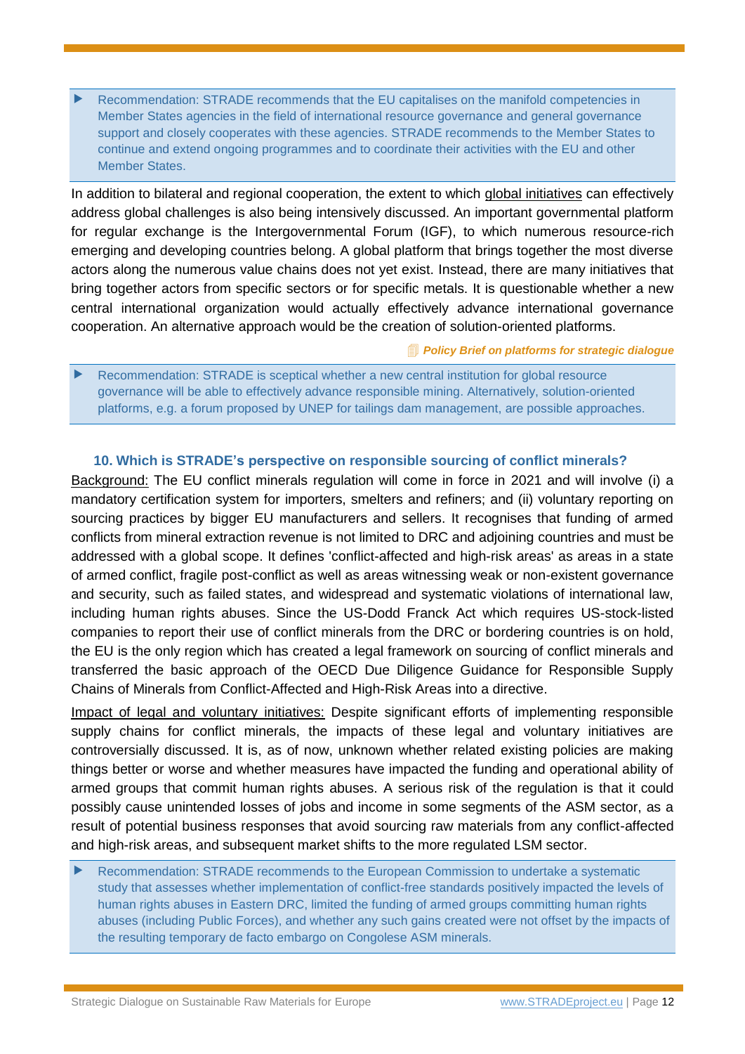> ▶ Recommendation: STRADE recommends that the EU capitalises on the manifold competencies in Member States agencies in the field of international resource governance and general governance support and closely cooperates with these agencies. STRADE recommends to the Member States to continue and extend ongoing programmes and to coordinate their activities with the EU and other Member States.

In addition to bilateral and regional cooperation, the extent to which global initiatives can effectively address global challenges is also being intensively discussed. An important governmental platform for regular exchange is the Intergovernmental Forum (IGF), to which numerous resource-rich emerging and developing countries belong. A global platform that brings together the most diverse actors along the numerous value chains does not yet exist. Instead, there are many initiatives that bring together actors from specific sectors or for specific metals. It is questionable whether a new central international organization would actually effectively advance international governance cooperation. An alternative approach would be the creation of solution-oriented platforms.

***Policy Brief on platforms for strategic dialogue***

> ▶ Recommendation: STRADE is sceptical whether a new central institution for global resource governance will be able to effectively advance responsible mining. Alternatively, solution-oriented platforms, e.g. a forum proposed by UNEP for tailings dam management, are possible approaches.

### 10. Which is STRADE's perspective on responsible sourcing of conflict minerals?

Background: The EU conflict minerals regulation will come in force in 2021 and will involve (i) a mandatory certification system for importers, smelters and refiners; and (ii) voluntary reporting on sourcing practices by bigger EU manufacturers and sellers. It recognises that funding of armed conflicts from mineral extraction revenue is not limited to DRC and adjoining countries and must be addressed with a global scope. It defines 'conflict-affected and high-risk areas' as areas in a state of armed conflict, fragile post-conflict as well as areas witnessing weak or non-existent governance and security, such as failed states, and widespread and systematic violations of international law, including human rights abuses. Since the US-Dodd Franck Act which requires US-stock-listed companies to report their use of conflict minerals from the DRC or bordering countries is on hold, the EU is the only region which has created a legal framework on sourcing of conflict minerals and transferred the basic approach of the OECD Due Diligence Guidance for Responsible Supply Chains of Minerals from Conflict-Affected and High-Risk Areas into a directive.

Impact of legal and voluntary initiatives: Despite significant efforts of implementing responsible supply chains for conflict minerals, the impacts of these legal and voluntary initiatives are controversially discussed. It is, as of now, unknown whether related existing policies are making things better or worse and whether measures have impacted the funding and operational ability of armed groups that commit human rights abuses. A serious risk of the regulation is that it could possibly cause unintended losses of jobs and income in some segments of the ASM sector, as a result of potential business responses that avoid sourcing raw materials from any conflict-affected and high-risk areas, and subsequent market shifts to the more regulated LSM sector.

> ▶ Recommendation: STRADE recommends to the European Commission to undertake a systematic study that assesses whether implementation of conflict-free standards positively impacted the levels of human rights abuses in Eastern DRC, limited the funding of armed groups committing human rights abuses (including Public Forces), and whether any such gains created were not offset by the impacts of the resulting temporary de facto embargo on Congolese ASM minerals.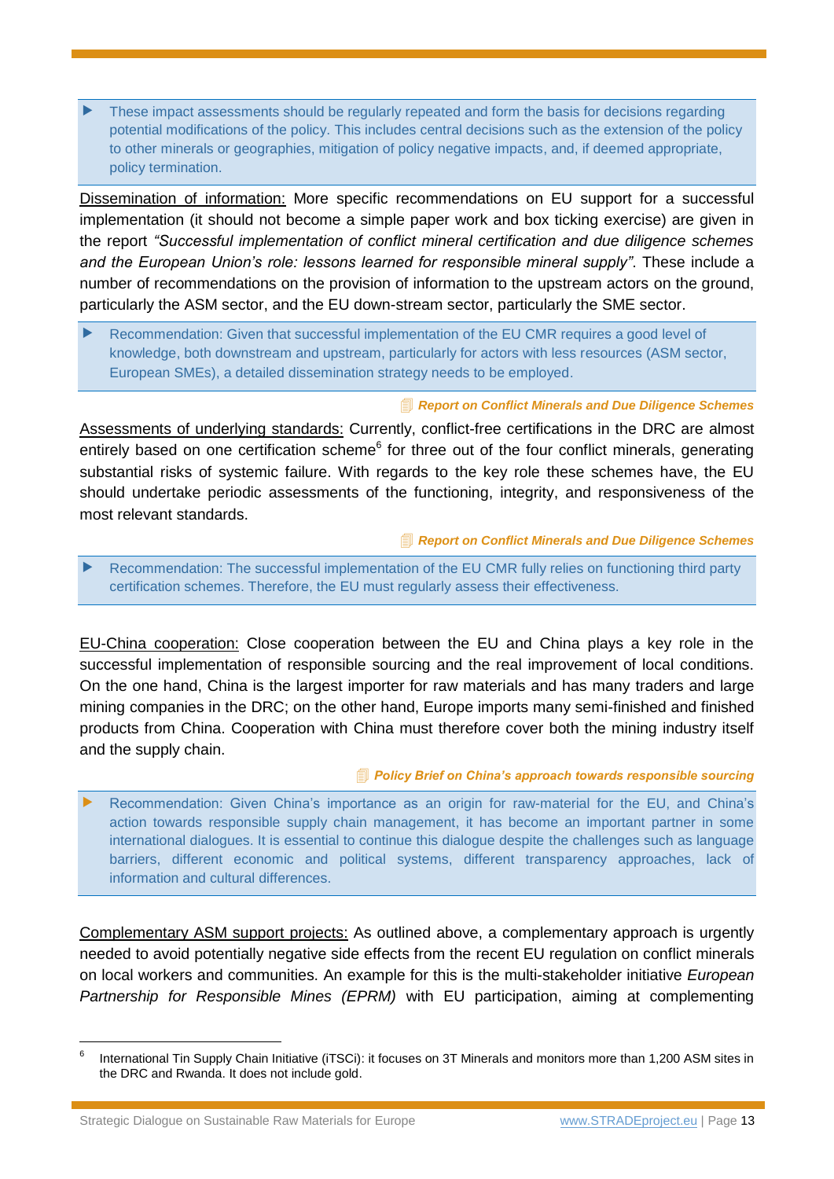- These impact assessments should be regularly repeated and form the basis for decisions regarding potential modifications of the policy. This includes central decisions such as the extension of the policy to other minerals or geographies, mitigation of policy negative impacts, and, if deemed appropriate, policy termination.

Dissemination of information: More specific recommendations on EU support for a successful implementation (it should not become a simple paper work and box ticking exercise) are given in the report *"Successful implementation of conflict mineral certification and due diligence schemes and the European Union's role: lessons learned for responsible mineral supply"*. These include a number of recommendations on the provision of information to the upstream actors on the ground, particularly the ASM sector, and the EU down-stream sector, particularly the SME sector.

- Recommendation: Given that successful implementation of the EU CMR requires a good level of knowledge, both downstream and upstream, particularly for actors with less resources (ASM sector, European SMEs), a detailed dissemination strategy needs to be employed.

***Report on Conflict Minerals and Due Diligence Schemes***

Assessments of underlying standards: Currently, conflict-free certifications in the DRC are almost entirely based on one certification scheme[6] for three out of the four conflict minerals, generating substantial risks of systemic failure. With regards to the key role these schemes have, the EU should undertake periodic assessments of the functioning, integrity, and responsiveness of the most relevant standards.

***Report on Conflict Minerals and Due Diligence Schemes***

- Recommendation: The successful implementation of the EU CMR fully relies on functioning third party certification schemes. Therefore, the EU must regularly assess their effectiveness.

EU-China cooperation: Close cooperation between the EU and China plays a key role in the successful implementation of responsible sourcing and the real improvement of local conditions. On the one hand, China is the largest importer for raw materials and has many traders and large mining companies in the DRC; on the other hand, Europe imports many semi-finished and finished products from China. Cooperation with China must therefore cover both the mining industry itself and the supply chain.

***Policy Brief on China's approach towards responsible sourcing***

- Recommendation: Given China's importance as an origin for raw-material for the EU, and China's action towards responsible supply chain management, it has become an important partner in some international dialogues. It is essential to continue this dialogue despite the challenges such as language barriers, different economic and political systems, different transparency approaches, lack of information and cultural differences.

Complementary ASM support projects: As outlined above, a complementary approach is urgently needed to avoid potentially negative side effects from the recent EU regulation on conflict minerals on local workers and communities. An example for this is the multi-stakeholder initiative *European Partnership for Responsible Mines (EPRM)* with EU participation, aiming at complementing

---

[6] International Tin Supply Chain Initiative (iTSCi): it focuses on 3T Minerals and monitors more than 1,200 ASM sites in the DRC and Rwanda. It does not include gold.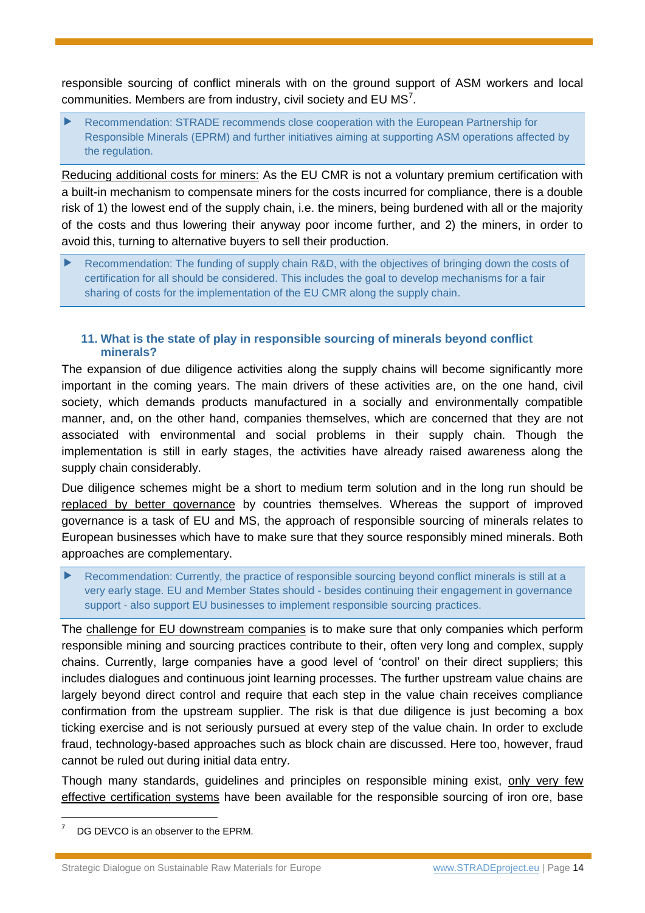responsible sourcing of conflict minerals with on the ground support of ASM workers and local communities. Members are from industry, civil society and EU MS[7].

> ▶ Recommendation: STRADE recommends close cooperation with the European Partnership for Responsible Minerals (EPRM) and further initiatives aiming at supporting ASM operations affected by the regulation.

Reducing additional costs for miners: As the EU CMR is not a voluntary premium certification with a built-in mechanism to compensate miners for the costs incurred for compliance, there is a double risk of 1) the lowest end of the supply chain, i.e. the miners, being burdened with all or the majority of the costs and thus lowering their anyway poor income further, and 2) the miners, in order to avoid this, turning to alternative buyers to sell their production.

> ▶ Recommendation: The funding of supply chain R&D, with the objectives of bringing down the costs of certification for all should be considered. This includes the goal to develop mechanisms for a fair sharing of costs for the implementation of the EU CMR along the supply chain.

### 11. What is the state of play in responsible sourcing of minerals beyond conflict minerals?

The expansion of due diligence activities along the supply chains will become significantly more important in the coming years. The main drivers of these activities are, on the one hand, civil society, which demands products manufactured in a socially and environmentally compatible manner, and, on the other hand, companies themselves, which are concerned that they are not associated with environmental and social problems in their supply chain. Though the implementation is still in early stages, the activities have already raised awareness along the supply chain considerably.

Due diligence schemes might be a short to medium term solution and in the long run should be replaced by better governance by countries themselves. Whereas the support of improved governance is a task of EU and MS, the approach of responsible sourcing of minerals relates to European businesses which have to make sure that they source responsibly mined minerals. Both approaches are complementary.

> ▶ Recommendation: Currently, the practice of responsible sourcing beyond conflict minerals is still at a very early stage. EU and Member States should - besides continuing their engagement in governance support - also support EU businesses to implement responsible sourcing practices.

The challenge for EU downstream companies is to make sure that only companies which perform responsible mining and sourcing practices contribute to their, often very long and complex, supply chains. Currently, large companies have a good level of 'control' on their direct suppliers; this includes dialogues and continuous joint learning processes. The further upstream value chains are largely beyond direct control and require that each step in the value chain receives compliance confirmation from the upstream supplier. The risk is that due diligence is just becoming a box ticking exercise and is not seriously pursued at every step of the value chain. In order to exclude fraud, technology-based approaches such as block chain are discussed. Here too, however, fraud cannot be ruled out during initial data entry.

Though many standards, guidelines and principles on responsible mining exist, only very few effective certification systems have been available for the responsible sourcing of iron ore, base

---

[7] DG DEVCO is an observer to the EPRM.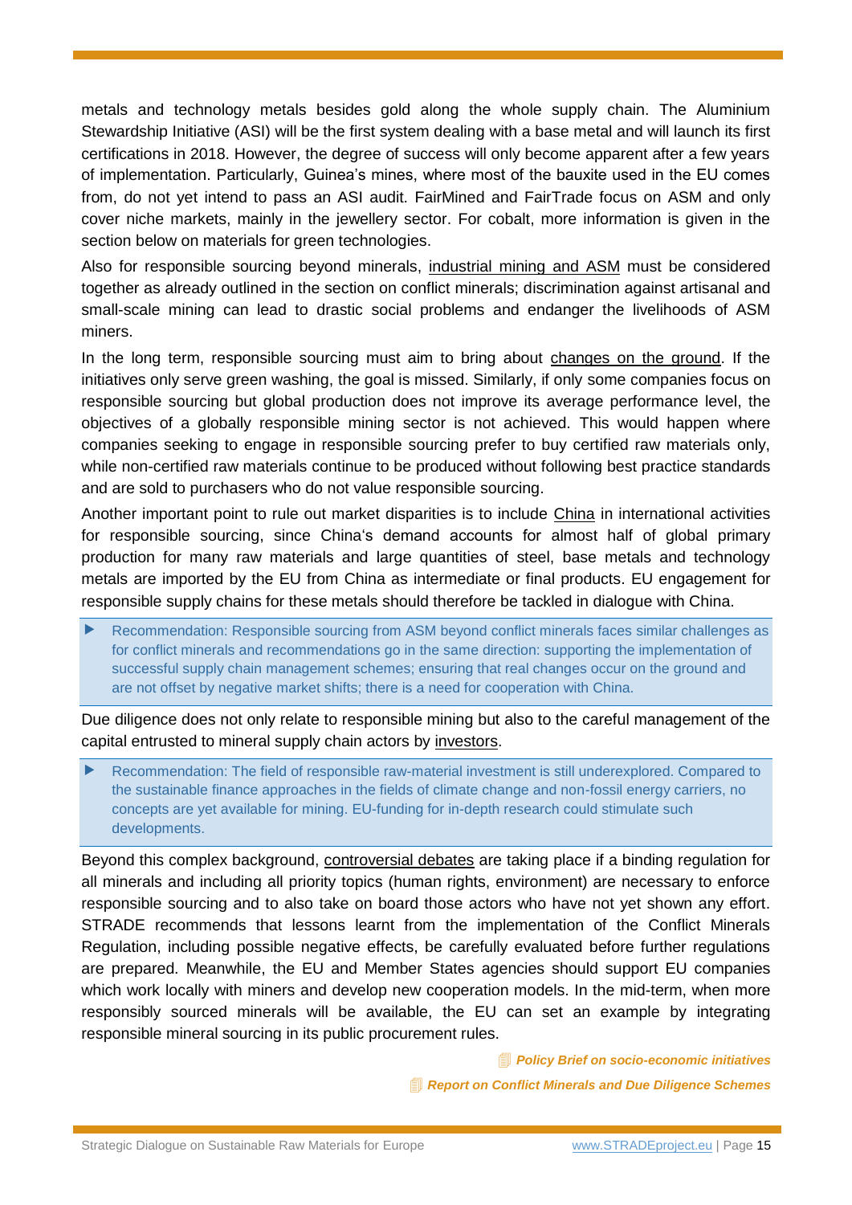metals and technology metals besides gold along the whole supply chain. The Aluminium Stewardship Initiative (ASI) will be the first system dealing with a base metal and will launch its first certifications in 2018. However, the degree of success will only become apparent after a few years of implementation. Particularly, Guinea's mines, where most of the bauxite used in the EU comes from, do not yet intend to pass an ASI audit. FairMined and FairTrade focus on ASM and only cover niche markets, mainly in the jewellery sector. For cobalt, more information is given in the section below on materials for green technologies.

Also for responsible sourcing beyond minerals, industrial mining and ASM must be considered together as already outlined in the section on conflict minerals; discrimination against artisanal and small-scale mining can lead to drastic social problems and endanger the livelihoods of ASM miners.

In the long term, responsible sourcing must aim to bring about changes on the ground. If the initiatives only serve green washing, the goal is missed. Similarly, if only some companies focus on responsible sourcing but global production does not improve its average performance level, the objectives of a globally responsible mining sector is not achieved. This would happen where companies seeking to engage in responsible sourcing prefer to buy certified raw materials only, while non-certified raw materials continue to be produced without following best practice standards and are sold to purchasers who do not value responsible sourcing.

Another important point to rule out market disparities is to include China in international activities for responsible sourcing, since China's demand accounts for almost half of global primary production for many raw materials and large quantities of steel, base metals and technology metals are imported by the EU from China as intermediate or final products. EU engagement for responsible supply chains for these metals should therefore be tackled in dialogue with China.

> ▶ Recommendation: Responsible sourcing from ASM beyond conflict minerals faces similar challenges as for conflict minerals and recommendations go in the same direction: supporting the implementation of successful supply chain management schemes; ensuring that real changes occur on the ground and are not offset by negative market shifts; there is a need for cooperation with China.

Due diligence does not only relate to responsible mining but also to the careful management of the capital entrusted to mineral supply chain actors by investors.

> ▶ Recommendation: The field of responsible raw-material investment is still underexplored. Compared to the sustainable finance approaches in the fields of climate change and non-fossil energy carriers, no concepts are yet available for mining. EU-funding for in-depth research could stimulate such developments.

Beyond this complex background, controversial debates are taking place if a binding regulation for all minerals and including all priority topics (human rights, environment) are necessary to enforce responsible sourcing and to also take on board those actors who have not yet shown any effort. STRADE recommends that lessons learnt from the implementation of the Conflict Minerals Regulation, including possible negative effects, be carefully evaluated before further regulations are prepared. Meanwhile, the EU and Member States agencies should support EU companies which work locally with miners and develop new cooperation models. In the mid-term, when more responsibly sourced minerals will be available, the EU can set an example by integrating responsible mineral sourcing in its public procurement rules.

***Policy Brief on socio-economic initiatives***

***Report on Conflict Minerals and Due Diligence Schemes***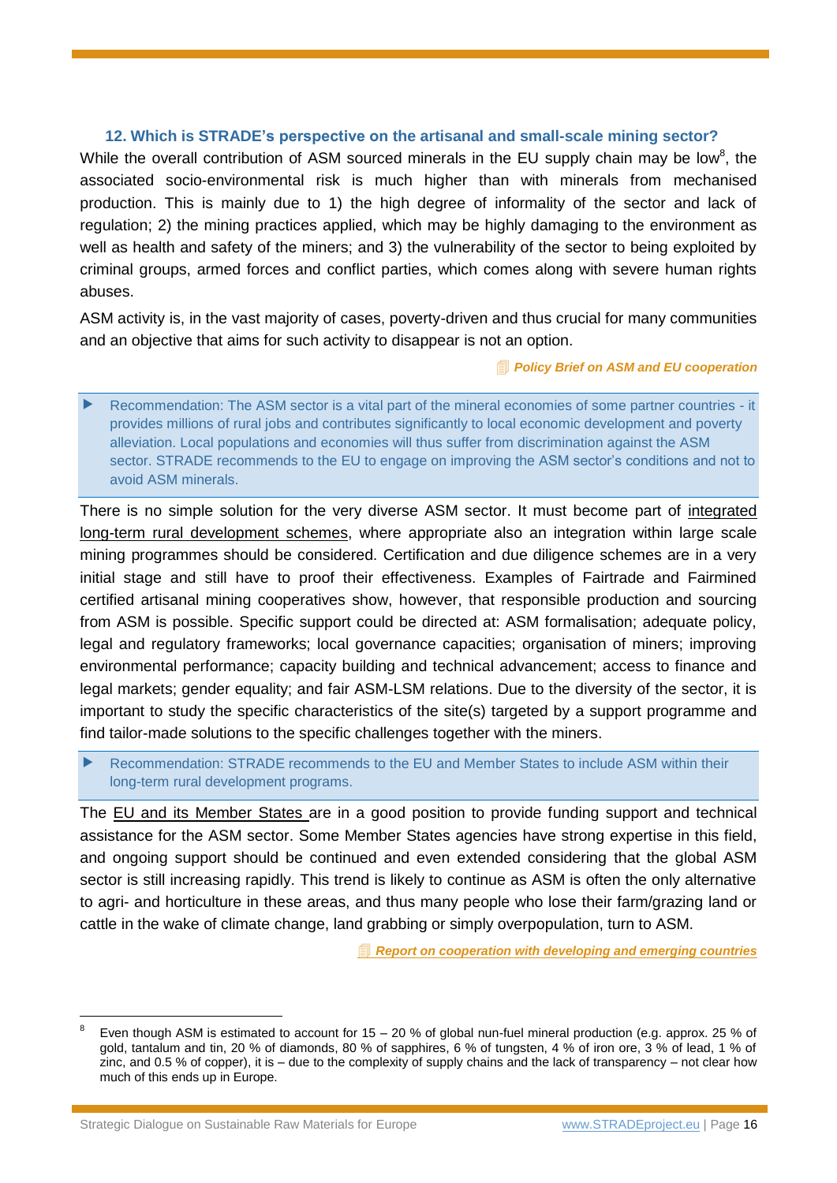### 12. Which is STRADE's perspective on the artisanal and small-scale mining sector?

While the overall contribution of ASM sourced minerals in the EU supply chain may be low[8], the associated socio-environmental risk is much higher than with minerals from mechanised production. This is mainly due to 1) the high degree of informality of the sector and lack of regulation; 2) the mining practices applied, which may be highly damaging to the environment as well as health and safety of the miners; and 3) the vulnerability of the sector to being exploited by criminal groups, armed forces and conflict parties, which comes along with severe human rights abuses.

ASM activity is, in the vast majority of cases, poverty-driven and thus crucial for many communities and an objective that aims for such activity to disappear is not an option.

*Policy Brief on ASM and EU cooperation*

> ▶ Recommendation: The ASM sector is a vital part of the mineral economies of some partner countries - it provides millions of rural jobs and contributes significantly to local economic development and poverty alleviation. Local populations and economies will thus suffer from discrimination against the ASM sector. STRADE recommends to the EU to engage on improving the ASM sector's conditions and not to avoid ASM minerals.

There is no simple solution for the very diverse ASM sector. It must become part of integrated long-term rural development schemes, where appropriate also an integration within large scale mining programmes should be considered. Certification and due diligence schemes are in a very initial stage and still have to proof their effectiveness. Examples of Fairtrade and Fairmined certified artisanal mining cooperatives show, however, that responsible production and sourcing from ASM is possible. Specific support could be directed at: ASM formalisation; adequate policy, legal and regulatory frameworks; local governance capacities; organisation of miners; improving environmental performance; capacity building and technical advancement; access to finance and legal markets; gender equality; and fair ASM-LSM relations. Due to the diversity of the sector, it is important to study the specific characteristics of the site(s) targeted by a support programme and find tailor-made solutions to the specific challenges together with the miners.

> ▶ Recommendation: STRADE recommends to the EU and Member States to include ASM within their long-term rural development programs.

The EU and its Member States are in a good position to provide funding support and technical assistance for the ASM sector. Some Member States agencies have strong expertise in this field, and ongoing support should be continued and even extended considering that the global ASM sector is still increasing rapidly. This trend is likely to continue as ASM is often the only alternative to agri- and horticulture in these areas, and thus many people who lose their farm/grazing land or cattle in the wake of climate change, land grabbing or simply overpopulation, turn to ASM.

***Report on cooperation with developing and emerging countries***

---

[8] Even though ASM is estimated to account for 15 – 20 % of global nun-fuel mineral production (e.g. approx. 25 % of gold, tantalum and tin, 20 % of diamonds, 80 % of sapphires, 6 % of tungsten, 4 % of iron ore, 3 % of lead, 1 % of zinc, and 0.5 % of copper), it is – due to the complexity of supply chains and the lack of transparency – not clear how much of this ends up in Europe.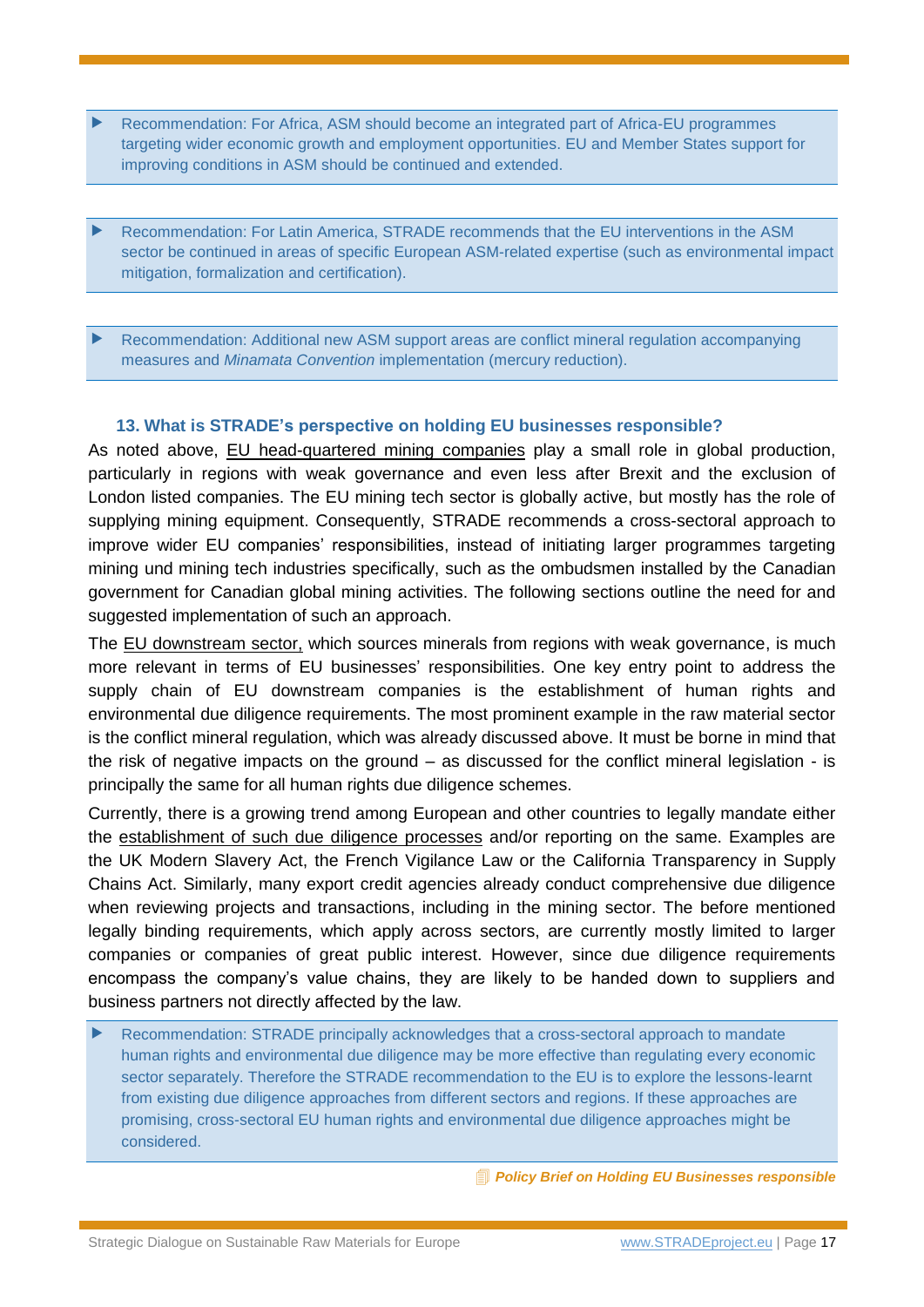- Recommendation: For Africa, ASM should become an integrated part of Africa-EU programmes targeting wider economic growth and employment opportunities. EU and Member States support for improving conditions in ASM should be continued and extended.

- Recommendation: For Latin America, STRADE recommends that the EU interventions in the ASM sector be continued in areas of specific European ASM-related expertise (such as environmental impact mitigation, formalization and certification).

- Recommendation: Additional new ASM support areas are conflict mineral regulation accompanying measures and *Minamata Convention* implementation (mercury reduction).

### 13. What is STRADE's perspective on holding EU businesses responsible?

As noted above, EU head-quartered mining companies play a small role in global production, particularly in regions with weak governance and even less after Brexit and the exclusion of London listed companies. The EU mining tech sector is globally active, but mostly has the role of supplying mining equipment. Consequently, STRADE recommends a cross-sectoral approach to improve wider EU companies' responsibilities, instead of initiating larger programmes targeting mining und mining tech industries specifically, such as the ombudsmen installed by the Canadian government for Canadian global mining activities. The following sections outline the need for and suggested implementation of such an approach.

The EU downstream sector, which sources minerals from regions with weak governance, is much more relevant in terms of EU businesses' responsibilities. One key entry point to address the supply chain of EU downstream companies is the establishment of human rights and environmental due diligence requirements. The most prominent example in the raw material sector is the conflict mineral regulation, which was already discussed above. It must be borne in mind that the risk of negative impacts on the ground – as discussed for the conflict mineral legislation - is principally the same for all human rights due diligence schemes.

Currently, there is a growing trend among European and other countries to legally mandate either the establishment of such due diligence processes and/or reporting on the same. Examples are the UK Modern Slavery Act, the French Vigilance Law or the California Transparency in Supply Chains Act. Similarly, many export credit agencies already conduct comprehensive due diligence when reviewing projects and transactions, including in the mining sector. The before mentioned legally binding requirements, which apply across sectors, are currently mostly limited to larger companies or companies of great public interest. However, since due diligence requirements encompass the company's value chains, they are likely to be handed down to suppliers and business partners not directly affected by the law.

- Recommendation: STRADE principally acknowledges that a cross-sectoral approach to mandate human rights and environmental due diligence may be more effective than regulating every economic sector separately. Therefore the STRADE recommendation to the EU is to explore the lessons-learnt from existing due diligence approaches from different sectors and regions. If these approaches are promising, cross-sectoral EU human rights and environmental due diligence approaches might be considered.

***Policy Brief on Holding EU Businesses responsible***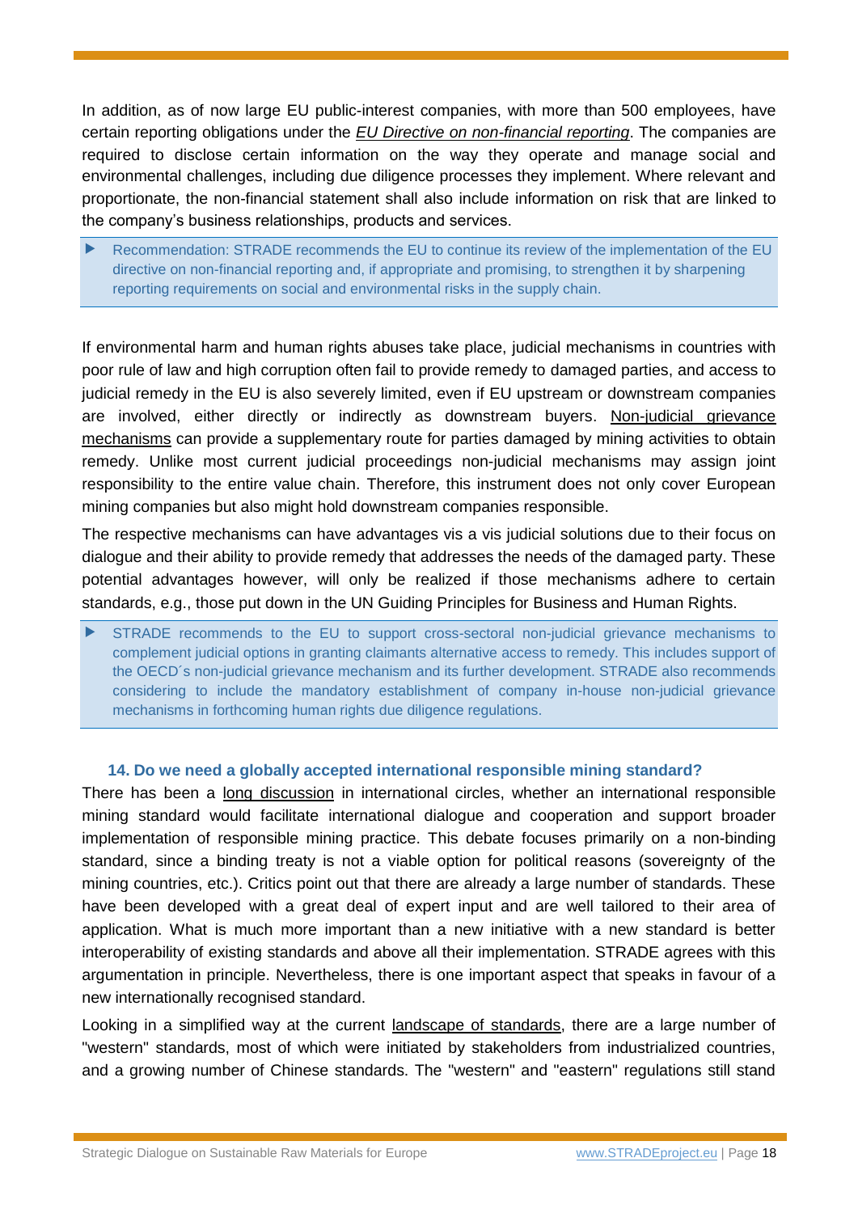In addition, as of now large EU public-interest companies, with more than 500 employees, have certain reporting obligations under the *EU Directive on non-financial reporting*. The companies are required to disclose certain information on the way they operate and manage social and environmental challenges, including due diligence processes they implement. Where relevant and proportionate, the non-financial statement shall also include information on risk that are linked to the company's business relationships, products and services.

> ▶ Recommendation: STRADE recommends the EU to continue its review of the implementation of the EU directive on non-financial reporting and, if appropriate and promising, to strengthen it by sharpening reporting requirements on social and environmental risks in the supply chain.

If environmental harm and human rights abuses take place, judicial mechanisms in countries with poor rule of law and high corruption often fail to provide remedy to damaged parties, and access to judicial remedy in the EU is also severely limited, even if EU upstream or downstream companies are involved, either directly or indirectly as downstream buyers. Non-judicial grievance mechanisms can provide a supplementary route for parties damaged by mining activities to obtain remedy. Unlike most current judicial proceedings non-judicial mechanisms may assign joint responsibility to the entire value chain. Therefore, this instrument does not only cover European mining companies but also might hold downstream companies responsible.

The respective mechanisms can have advantages vis a vis judicial solutions due to their focus on dialogue and their ability to provide remedy that addresses the needs of the damaged party. These potential advantages however, will only be realized if those mechanisms adhere to certain standards, e.g., those put down in the UN Guiding Principles for Business and Human Rights.

> ▶ STRADE recommends to the EU to support cross-sectoral non-judicial grievance mechanisms to complement judicial options in granting claimants alternative access to remedy. This includes support of the OECD´s non-judicial grievance mechanism and its further development. STRADE also recommends considering to include the mandatory establishment of company in-house non-judicial grievance mechanisms in forthcoming human rights due diligence regulations.

### 14. Do we need a globally accepted international responsible mining standard?

There has been a long discussion in international circles, whether an international responsible mining standard would facilitate international dialogue and cooperation and support broader implementation of responsible mining practice. This debate focuses primarily on a non-binding standard, since a binding treaty is not a viable option for political reasons (sovereignty of the mining countries, etc.). Critics point out that there are already a large number of standards. These have been developed with a great deal of expert input and are well tailored to their area of application. What is much more important than a new initiative with a new standard is better interoperability of existing standards and above all their implementation. STRADE agrees with this argumentation in principle. Nevertheless, there is one important aspect that speaks in favour of a new internationally recognised standard.

Looking in a simplified way at the current landscape of standards, there are a large number of "western" standards, most of which were initiated by stakeholders from industrialized countries, and a growing number of Chinese standards. The "western" and "eastern" regulations still stand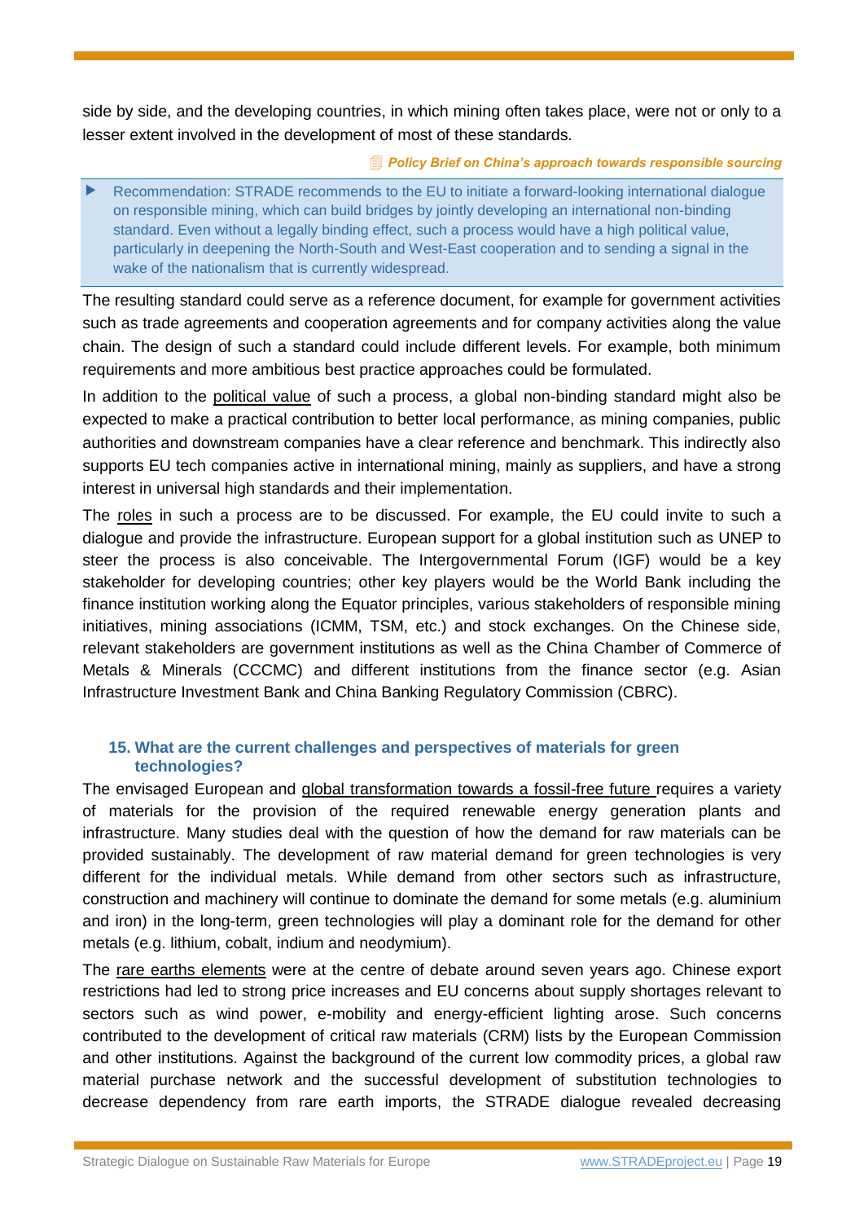side by side, and the developing countries, in which mining often takes place, were not or only to a lesser extent involved in the development of most of these standards.

***Policy Brief on China's approach towards responsible sourcing***

> ▶ Recommendation: STRADE recommends to the EU to initiate a forward-looking international dialogue on responsible mining, which can build bridges by jointly developing an international non-binding standard. Even without a legally binding effect, such a process would have a high political value, particularly in deepening the North-South and West-East cooperation and to sending a signal in the wake of the nationalism that is currently widespread.

The resulting standard could serve as a reference document, for example for government activities such as trade agreements and cooperation agreements and for company activities along the value chain. The design of such a standard could include different levels. For example, both minimum requirements and more ambitious best practice approaches could be formulated.

In addition to the political value of such a process, a global non-binding standard might also be expected to make a practical contribution to better local performance, as mining companies, public authorities and downstream companies have a clear reference and benchmark. This indirectly also supports EU tech companies active in international mining, mainly as suppliers, and have a strong interest in universal high standards and their implementation.

The roles in such a process are to be discussed. For example, the EU could invite to such a dialogue and provide the infrastructure. European support for a global institution such as UNEP to steer the process is also conceivable. The Intergovernmental Forum (IGF) would be a key stakeholder for developing countries; other key players would be the World Bank including the finance institution working along the Equator principles, various stakeholders of responsible mining initiatives, mining associations (ICMM, TSM, etc.) and stock exchanges. On the Chinese side, relevant stakeholders are government institutions as well as the China Chamber of Commerce of Metals & Minerals (CCCMC) and different institutions from the finance sector (e.g. Asian Infrastructure Investment Bank and China Banking Regulatory Commission (CBRC).

### 15. What are the current challenges and perspectives of materials for green technologies?

The envisaged European and global transformation towards a fossil-free future requires a variety of materials for the provision of the required renewable energy generation plants and infrastructure. Many studies deal with the question of how the demand for raw materials can be provided sustainably. The development of raw material demand for green technologies is very different for the individual metals. While demand from other sectors such as infrastructure, construction and machinery will continue to dominate the demand for some metals (e.g. aluminium and iron) in the long-term, green technologies will play a dominant role for the demand for other metals (e.g. lithium, cobalt, indium and neodymium).

The rare earths elements were at the centre of debate around seven years ago. Chinese export restrictions had led to strong price increases and EU concerns about supply shortages relevant to sectors such as wind power, e-mobility and energy-efficient lighting arose. Such concerns contributed to the development of critical raw materials (CRM) lists by the European Commission and other institutions. Against the background of the current low commodity prices, a global raw material purchase network and the successful development of substitution technologies to decrease dependency from rare earth imports, the STRADE dialogue revealed decreasing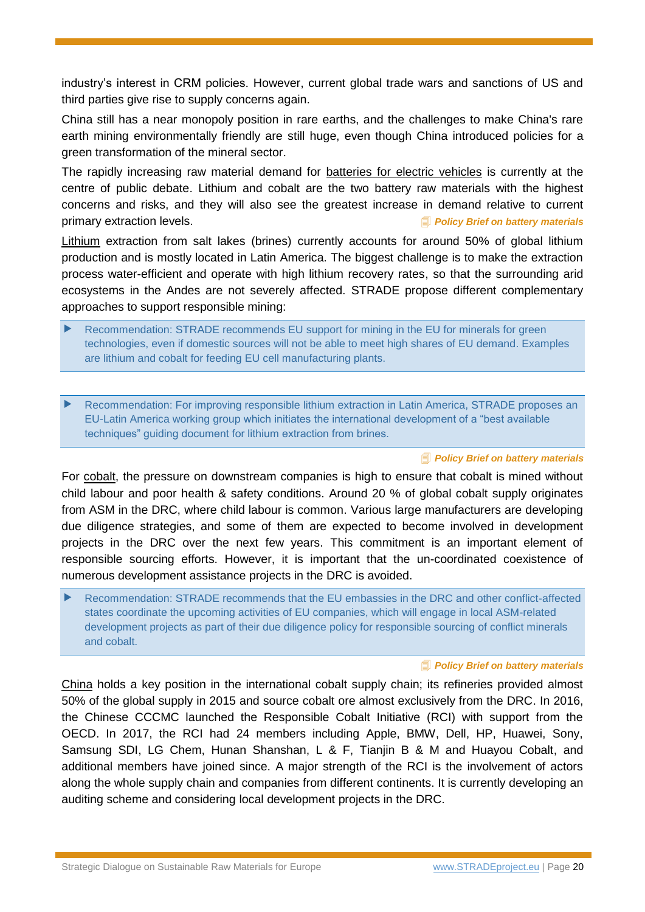industry's interest in CRM policies. However, current global trade wars and sanctions of US and third parties give rise to supply concerns again.

China still has a near monopoly position in rare earths, and the challenges to make China's rare earth mining environmentally friendly are still huge, even though China introduced policies for a green transformation of the mineral sector.

The rapidly increasing raw material demand for batteries for electric vehicles is currently at the centre of public debate. Lithium and cobalt are the two battery raw materials with the highest concerns and risks, and they will also see the greatest increase in demand relative to current primary extraction levels.

***Policy Brief on battery materials***

Lithium extraction from salt lakes (brines) currently accounts for around 50% of global lithium production and is mostly located in Latin America. The biggest challenge is to make the extraction process water-efficient and operate with high lithium recovery rates, so that the surrounding arid ecosystems in the Andes are not severely affected. STRADE propose different complementary approaches to support responsible mining:

> ▶ Recommendation: STRADE recommends EU support for mining in the EU for minerals for green technologies, even if domestic sources will not be able to meet high shares of EU demand. Examples are lithium and cobalt for feeding EU cell manufacturing plants.

> ▶ Recommendation: For improving responsible lithium extraction in Latin America, STRADE proposes an EU-Latin America working group which initiates the international development of a "best available techniques" guiding document for lithium extraction from brines.

***Policy Brief on battery materials***

For cobalt, the pressure on downstream companies is high to ensure that cobalt is mined without child labour and poor health & safety conditions. Around 20 % of global cobalt supply originates from ASM in the DRC, where child labour is common. Various large manufacturers are developing due diligence strategies, and some of them are expected to become involved in development projects in the DRC over the next few years. This commitment is an important element of responsible sourcing efforts. However, it is important that the un-coordinated coexistence of numerous development assistance projects in the DRC is avoided.

> ▶ Recommendation: STRADE recommends that the EU embassies in the DRC and other conflict-affected states coordinate the upcoming activities of EU companies, which will engage in local ASM-related development projects as part of their due diligence policy for responsible sourcing of conflict minerals and cobalt.

***Policy Brief on battery materials***

China holds a key position in the international cobalt supply chain; its refineries provided almost 50% of the global supply in 2015 and source cobalt ore almost exclusively from the DRC. In 2016, the Chinese CCCMC launched the Responsible Cobalt Initiative (RCI) with support from the OECD. In 2017, the RCI had 24 members including Apple, BMW, Dell, HP, Huawei, Sony, Samsung SDI, LG Chem, Hunan Shanshan, L & F, Tianjin B & M and Huayou Cobalt, and additional members have joined since. A major strength of the RCI is the involvement of actors along the whole supply chain and companies from different continents. It is currently developing an auditing scheme and considering local development projects in the DRC.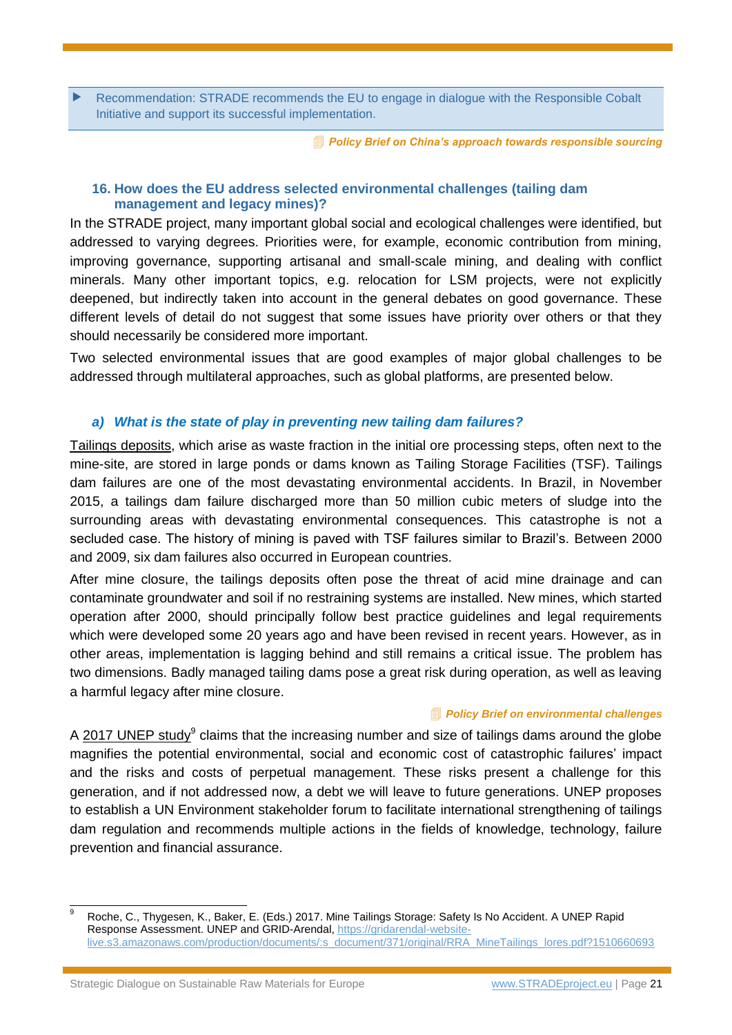▶ Recommendation: STRADE recommends the EU to engage in dialogue with the Responsible Cobalt Initiative and support its successful implementation.

***Policy Brief on China's approach towards responsible sourcing***

### 16. How does the EU address selected environmental challenges (tailing dam management and legacy mines)?

In the STRADE project, many important global social and ecological challenges were identified, but addressed to varying degrees. Priorities were, for example, economic contribution from mining, improving governance, supporting artisanal and small-scale mining, and dealing with conflict minerals. Many other important topics, e.g. relocation for LSM projects, were not explicitly deepened, but indirectly taken into account in the general debates on good governance. These different levels of detail do not suggest that some issues have priority over others or that they should necessarily be considered more important.

Two selected environmental issues that are good examples of major global challenges to be addressed through multilateral approaches, such as global platforms, are presented below.

#### *a) What is the state of play in preventing new tailing dam failures?*

Tailings deposits, which arise as waste fraction in the initial ore processing steps, often next to the mine-site, are stored in large ponds or dams known as Tailing Storage Facilities (TSF). Tailings dam failures are one of the most devastating environmental accidents. In Brazil, in November 2015, a tailings dam failure discharged more than 50 million cubic meters of sludge into the surrounding areas with devastating environmental consequences. This catastrophe is not a secluded case. The history of mining is paved with TSF failures similar to Brazil's. Between 2000 and 2009, six dam failures also occurred in European countries.

After mine closure, the tailings deposits often pose the threat of acid mine drainage and can contaminate groundwater and soil if no restraining systems are installed. New mines, which started operation after 2000, should principally follow best practice guidelines and legal requirements which were developed some 20 years ago and have been revised in recent years. However, as in other areas, implementation is lagging behind and still remains a critical issue. The problem has two dimensions. Badly managed tailing dams pose a great risk during operation, as well as leaving a harmful legacy after mine closure.

***Policy Brief on environmental challenges***

A 2017 UNEP study[9] claims that the increasing number and size of tailings dams around the globe magnifies the potential environmental, social and economic cost of catastrophic failures' impact and the risks and costs of perpetual management. These risks present a challenge for this generation, and if not addressed now, a debt we will leave to future generations. UNEP proposes to establish a UN Environment stakeholder forum to facilitate international strengthening of tailings dam regulation and recommends multiple actions in the fields of knowledge, technology, failure prevention and financial assurance.

---

[9] Roche, C., Thygesen, K., Baker, E. (Eds.) 2017. Mine Tailings Storage: Safety Is No Accident. A UNEP Rapid Response Assessment. UNEP and GRID-Arendal, https://gridarendal-website-live.s3.amazonaws.com/production/documents/:s_document/371/original/RRA_MineTailings_lores.pdf?1510660693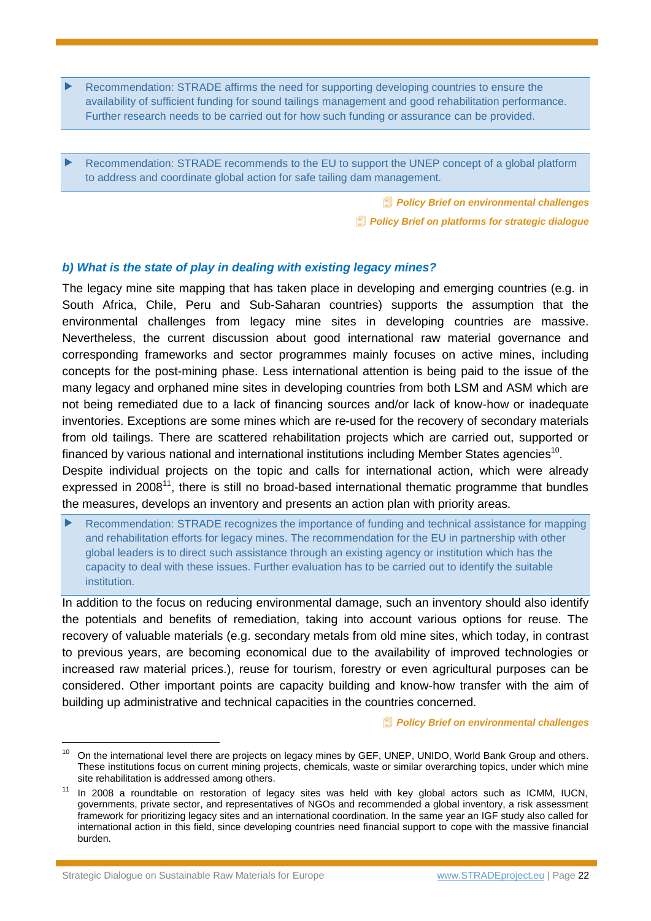▶ Recommendation: STRADE affirms the need for supporting developing countries to ensure the availability of sufficient funding for sound tailings management and good rehabilitation performance. Further research needs to be carried out for how such funding or assurance can be provided.

▶ Recommendation: STRADE recommends to the EU to support the UNEP concept of a global platform to address and coordinate global action for safe tailing dam management.

***Policy Brief on environmental challenges***

***Policy Brief on platforms for strategic dialogue***

### *b) What is the state of play in dealing with existing legacy mines?*

The legacy mine site mapping that has taken place in developing and emerging countries (e.g. in South Africa, Chile, Peru and Sub-Saharan countries) supports the assumption that the environmental challenges from legacy mine sites in developing countries are massive. Nevertheless, the current discussion about good international raw material governance and corresponding frameworks and sector programmes mainly focuses on active mines, including concepts for the post-mining phase. Less international attention is being paid to the issue of the many legacy and orphaned mine sites in developing countries from both LSM and ASM which are not being remediated due to a lack of financing sources and/or lack of know-how or inadequate inventories. Exceptions are some mines which are re-used for the recovery of secondary materials from old tailings. There are scattered rehabilitation projects which are carried out, supported or financed by various national and international institutions including Member States agencies[10].
Despite individual projects on the topic and calls for international action, which were already expressed in 2008[11], there is still no broad-based international thematic programme that bundles the measures, develops an inventory and presents an action plan with priority areas.

▶ Recommendation: STRADE recognizes the importance of funding and technical assistance for mapping and rehabilitation efforts for legacy mines. The recommendation for the EU in partnership with other global leaders is to direct such assistance through an existing agency or institution which has the capacity to deal with these issues. Further evaluation has to be carried out to identify the suitable institution.

In addition to the focus on reducing environmental damage, such an inventory should also identify the potentials and benefits of remediation, taking into account various options for reuse. The recovery of valuable materials (e.g. secondary metals from old mine sites, which today, in contrast to previous years, are becoming economical due to the availability of improved technologies or increased raw material prices.), reuse for tourism, forestry or even agricultural purposes can be considered. Other important points are capacity building and know-how transfer with the aim of building up administrative and technical capacities in the countries concerned.

***Policy Brief on environmental challenges***

---

[10] On the international level there are projects on legacy mines by GEF, UNEP, UNIDO, World Bank Group and others. These institutions focus on current mining projects, chemicals, waste or similar overarching topics, under which mine site rehabilitation is addressed among others.

[11] In 2008 a roundtable on restoration of legacy sites was held with key global actors such as ICMM, IUCN, governments, private sector, and representatives of NGOs and recommended a global inventory, a risk assessment framework for prioritizing legacy sites and an international coordination. In the same year an IGF study also called for international action in this field, since developing countries need financial support to cope with the massive financial burden.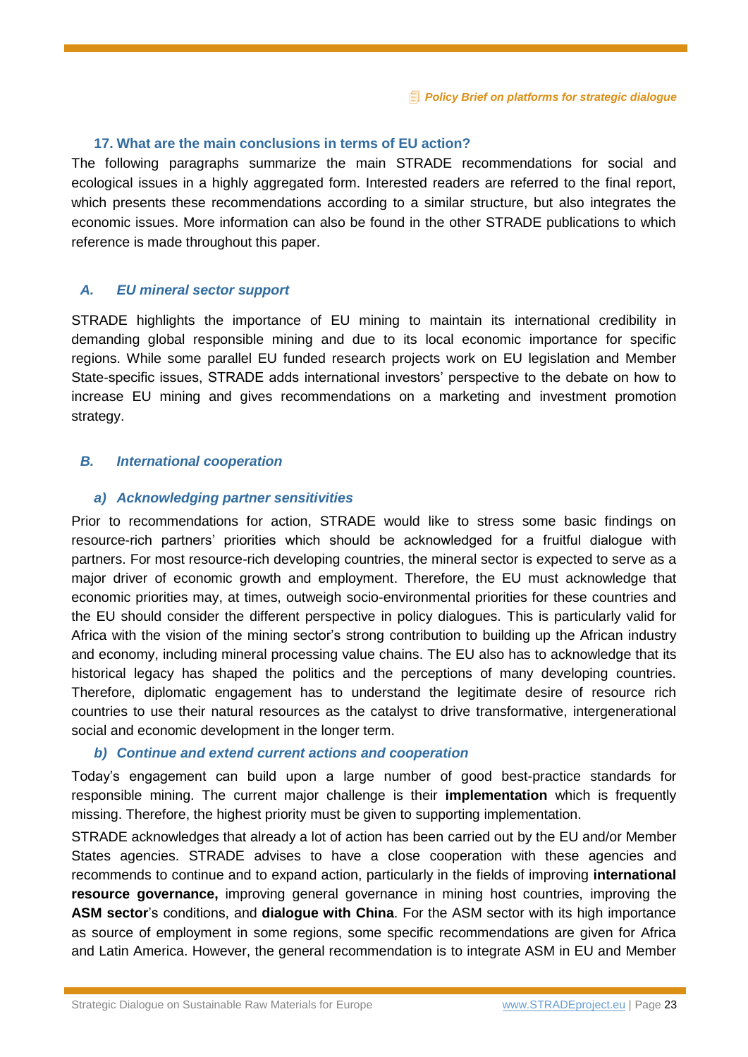### 17. What are the main conclusions in terms of EU action?

The following paragraphs summarize the main STRADE recommendations for social and ecological issues in a highly aggregated form. Interested readers are referred to the final report, which presents these recommendations according to a similar structure, but also integrates the economic issues. More information can also be found in the other STRADE publications to which reference is made throughout this paper.

#### *A. EU mineral sector support*

STRADE highlights the importance of EU mining to maintain its international credibility in demanding global responsible mining and due to its local economic importance for specific regions. While some parallel EU funded research projects work on EU legislation and Member State-specific issues, STRADE adds international investors' perspective to the debate on how to increase EU mining and gives recommendations on a marketing and investment promotion strategy.

#### *B. International cooperation*

##### *a) Acknowledging partner sensitivities*

Prior to recommendations for action, STRADE would like to stress some basic findings on resource-rich partners' priorities which should be acknowledged for a fruitful dialogue with partners. For most resource-rich developing countries, the mineral sector is expected to serve as a major driver of economic growth and employment. Therefore, the EU must acknowledge that economic priorities may, at times, outweigh socio-environmental priorities for these countries and the EU should consider the different perspective in policy dialogues. This is particularly valid for Africa with the vision of the mining sector's strong contribution to building up the African industry and economy, including mineral processing value chains. The EU also has to acknowledge that its historical legacy has shaped the politics and the perceptions of many developing countries. Therefore, diplomatic engagement has to understand the legitimate desire of resource rich countries to use their natural resources as the catalyst to drive transformative, intergenerational social and economic development in the longer term.

##### *b) Continue and extend current actions and cooperation*

Today's engagement can build upon a large number of good best-practice standards for responsible mining. The current major challenge is their **implementation** which is frequently missing. Therefore, the highest priority must be given to supporting implementation.

STRADE acknowledges that already a lot of action has been carried out by the EU and/or Member States agencies. STRADE advises to have a close cooperation with these agencies and recommends to continue and to expand action, particularly in the fields of improving **international resource governance,** improving general governance in mining host countries, improving the **ASM sector**'s conditions, and **dialogue with China**. For the ASM sector with its high importance as source of employment in some regions, some specific recommendations are given for Africa and Latin America. However, the general recommendation is to integrate ASM in EU and Member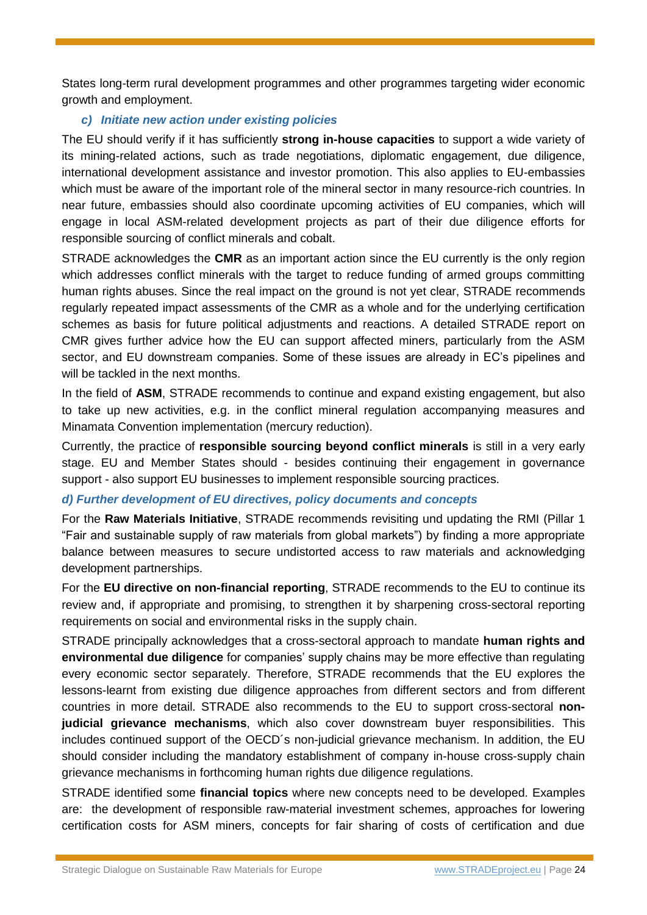States long-term rural development programmes and other programmes targeting wider economic growth and employment.

### *c) Initiate new action under existing policies*

The EU should verify if it has sufficiently **strong in-house capacities** to support a wide variety of its mining-related actions, such as trade negotiations, diplomatic engagement, due diligence, international development assistance and investor promotion. This also applies to EU-embassies which must be aware of the important role of the mineral sector in many resource-rich countries. In near future, embassies should also coordinate upcoming activities of EU companies, which will engage in local ASM-related development projects as part of their due diligence efforts for responsible sourcing of conflict minerals and cobalt.

STRADE acknowledges the **CMR** as an important action since the EU currently is the only region which addresses conflict minerals with the target to reduce funding of armed groups committing human rights abuses. Since the real impact on the ground is not yet clear, STRADE recommends regularly repeated impact assessments of the CMR as a whole and for the underlying certification schemes as basis for future political adjustments and reactions. A detailed STRADE report on CMR gives further advice how the EU can support affected miners, particularly from the ASM sector, and EU downstream companies. Some of these issues are already in EC's pipelines and will be tackled in the next months.

In the field of **ASM**, STRADE recommends to continue and expand existing engagement, but also to take up new activities, e.g. in the conflict mineral regulation accompanying measures and Minamata Convention implementation (mercury reduction).

Currently, the practice of **responsible sourcing beyond conflict minerals** is still in a very early stage. EU and Member States should - besides continuing their engagement in governance support - also support EU businesses to implement responsible sourcing practices.

### *d) Further development of EU directives, policy documents and concepts*

For the **Raw Materials Initiative**, STRADE recommends revisiting und updating the RMI (Pillar 1 "Fair and sustainable supply of raw materials from global markets") by finding a more appropriate balance between measures to secure undistorted access to raw materials and acknowledging development partnerships.

For the **EU directive on non-financial reporting**, STRADE recommends to the EU to continue its review and, if appropriate and promising, to strengthen it by sharpening cross-sectoral reporting requirements on social and environmental risks in the supply chain.

STRADE principally acknowledges that a cross-sectoral approach to mandate **human rights and environmental due diligence** for companies' supply chains may be more effective than regulating every economic sector separately. Therefore, STRADE recommends that the EU explores the lessons-learnt from existing due diligence approaches from different sectors and from different countries in more detail. STRADE also recommends to the EU to support cross-sectoral **non-judicial grievance mechanisms**, which also cover downstream buyer responsibilities. This includes continued support of the OECD´s non-judicial grievance mechanism. In addition, the EU should consider including the mandatory establishment of company in-house cross-supply chain grievance mechanisms in forthcoming human rights due diligence regulations.

STRADE identified some **financial topics** where new concepts need to be developed. Examples are: the development of responsible raw-material investment schemes, approaches for lowering certification costs for ASM miners, concepts for fair sharing of costs of certification and due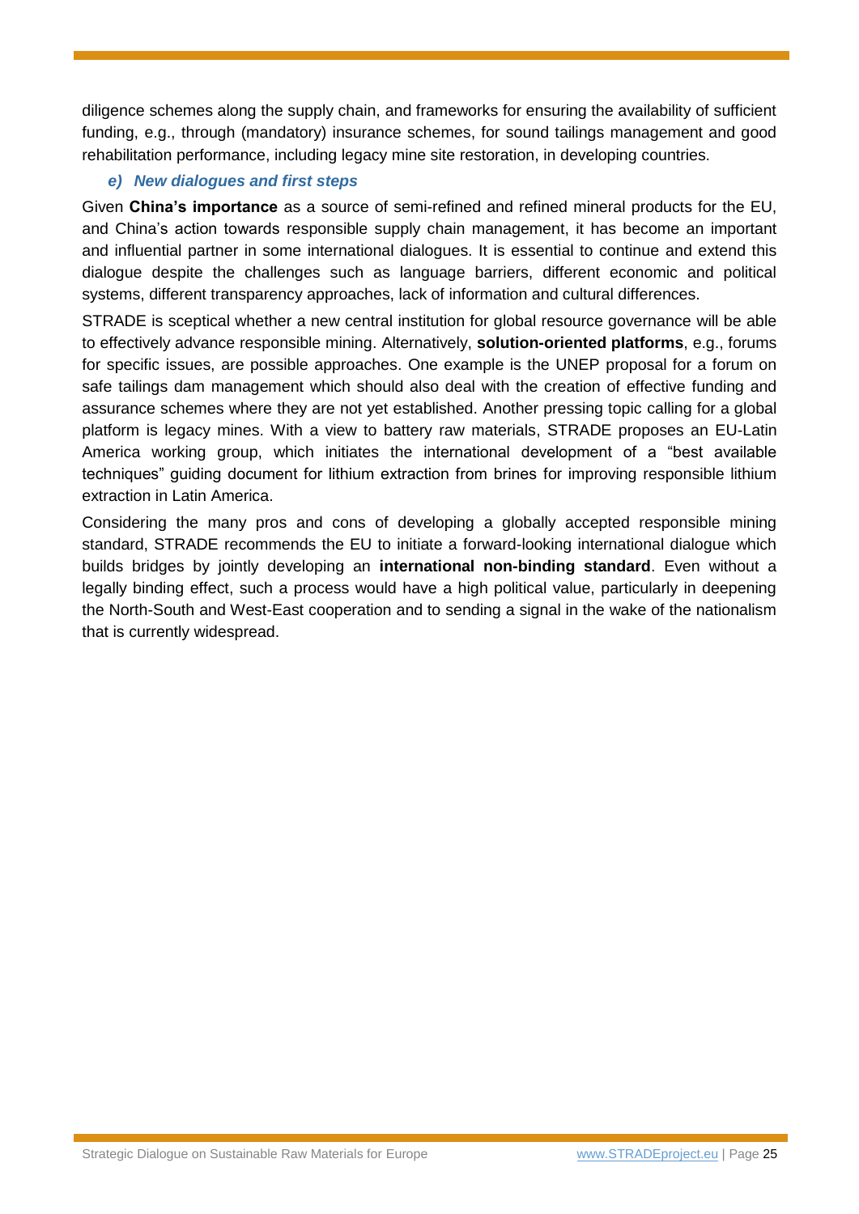diligence schemes along the supply chain, and frameworks for ensuring the availability of sufficient funding, e.g., through (mandatory) insurance schemes, for sound tailings management and good rehabilitation performance, including legacy mine site restoration, in developing countries.

#### *e) New dialogues and first steps*

Given **China's importance** as a source of semi-refined and refined mineral products for the EU, and China's action towards responsible supply chain management, it has become an important and influential partner in some international dialogues. It is essential to continue and extend this dialogue despite the challenges such as language barriers, different economic and political systems, different transparency approaches, lack of information and cultural differences.

STRADE is sceptical whether a new central institution for global resource governance will be able to effectively advance responsible mining. Alternatively, **solution-oriented platforms**, e.g., forums for specific issues, are possible approaches. One example is the UNEP proposal for a forum on safe tailings dam management which should also deal with the creation of effective funding and assurance schemes where they are not yet established. Another pressing topic calling for a global platform is legacy mines. With a view to battery raw materials, STRADE proposes an EU-Latin America working group, which initiates the international development of a "best available techniques" guiding document for lithium extraction from brines for improving responsible lithium extraction in Latin America.

Considering the many pros and cons of developing a globally accepted responsible mining standard, STRADE recommends the EU to initiate a forward-looking international dialogue which builds bridges by jointly developing an **international non-binding standard**. Even without a legally binding effect, such a process would have a high political value, particularly in deepening the North-South and West-East cooperation and to sending a signal in the wake of the nationalism that is currently widespread.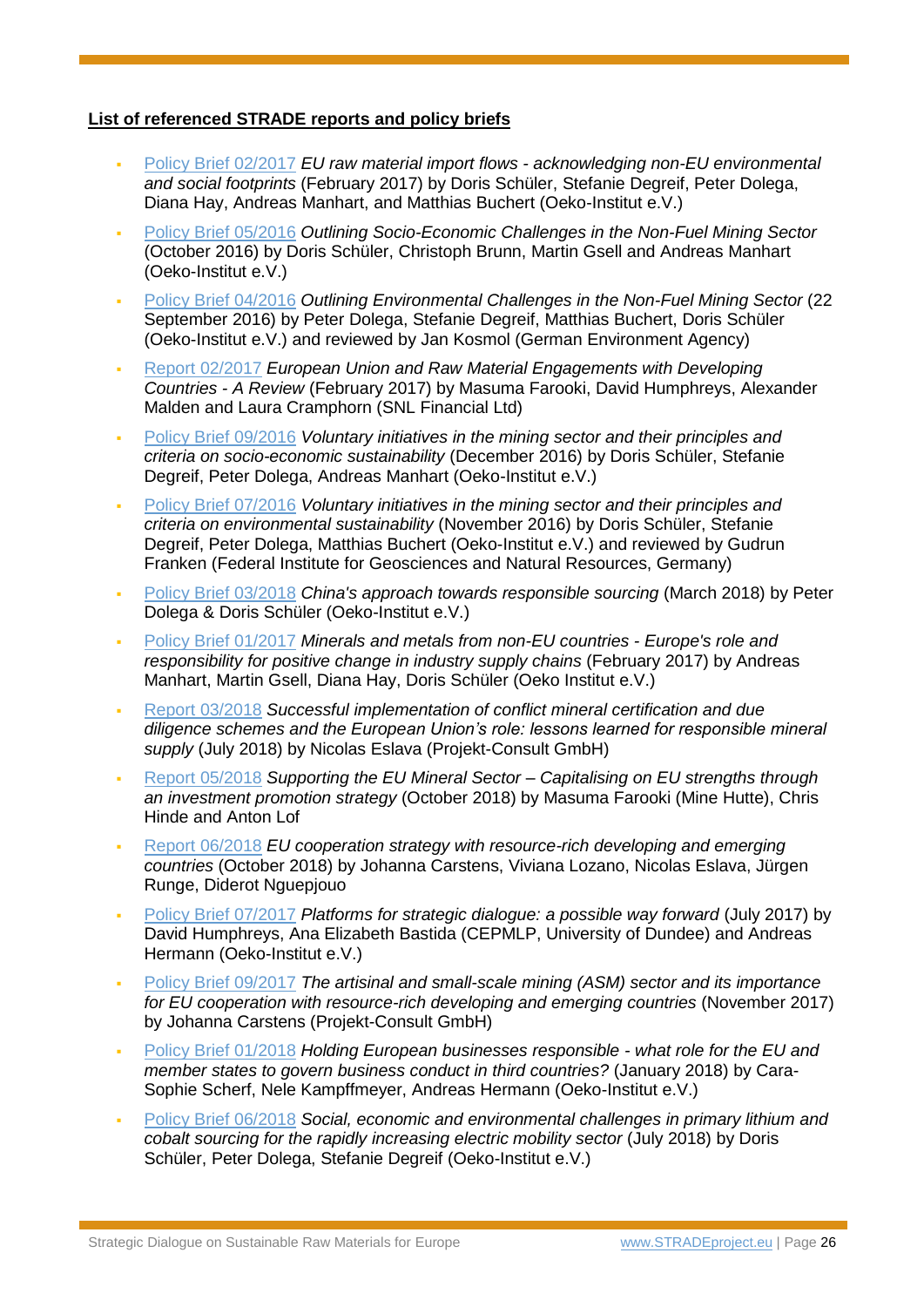**List of referenced STRADE reports and policy briefs**

- Policy Brief 02/2017 *EU raw material import flows - acknowledging non-EU environmental and social footprints* (February 2017) by Doris Schüler, Stefanie Degreif, Peter Dolega, Diana Hay, Andreas Manhart, and Matthias Buchert (Oeko-Institut e.V.)
- Policy Brief 05/2016 *Outlining Socio-Economic Challenges in the Non-Fuel Mining Sector* (October 2016) by Doris Schüler, Christoph Brunn, Martin Gsell and Andreas Manhart (Oeko-Institut e.V.)
- Policy Brief 04/2016 *Outlining Environmental Challenges in the Non-Fuel Mining Sector* (22 September 2016) by Peter Dolega, Stefanie Degreif, Matthias Buchert, Doris Schüler (Oeko-Institut e.V.) and reviewed by Jan Kosmol (German Environment Agency)
- Report 02/2017 *European Union and Raw Material Engagements with Developing Countries - A Review* (February 2017) by Masuma Farooki, David Humphreys, Alexander Malden and Laura Cramphorn (SNL Financial Ltd)
- Policy Brief 09/2016 *Voluntary initiatives in the mining sector and their principles and criteria on socio-economic sustainability* (December 2016) by Doris Schüler, Stefanie Degreif, Peter Dolega, Andreas Manhart (Oeko-Institut e.V.)
- Policy Brief 07/2016 *Voluntary initiatives in the mining sector and their principles and criteria on environmental sustainability* (November 2016) by Doris Schüler, Stefanie Degreif, Peter Dolega, Matthias Buchert (Oeko-Institut e.V.) and reviewed by Gudrun Franken (Federal Institute for Geosciences and Natural Resources, Germany)
- Policy Brief 03/2018 *China's approach towards responsible sourcing* (March 2018) by Peter Dolega & Doris Schüler (Oeko-Institut e.V.)
- Policy Brief 01/2017 *Minerals and metals from non-EU countries - Europe's role and responsibility for positive change in industry supply chains* (February 2017) by Andreas Manhart, Martin Gsell, Diana Hay, Doris Schüler (Oeko Institut e.V.)
- Report 03/2018 *Successful implementation of conflict mineral certification and due diligence schemes and the European Union's role: lessons learned for responsible mineral supply* (July 2018) by Nicolas Eslava (Projekt-Consult GmbH)
- Report 05/2018 *Supporting the EU Mineral Sector – Capitalising on EU strengths through an investment promotion strategy* (October 2018) by Masuma Farooki (Mine Hutte), Chris Hinde and Anton Lof
- Report 06/2018 *EU cooperation strategy with resource-rich developing and emerging countries* (October 2018) by Johanna Carstens, Viviana Lozano, Nicolas Eslava, Jürgen Runge, Diderot Nguepjouo
- Policy Brief 07/2017 *Platforms for strategic dialogue: a possible way forward* (July 2017) by David Humphreys, Ana Elizabeth Bastida (CEPMLP, University of Dundee) and Andreas Hermann (Oeko-Institut e.V.)
- Policy Brief 09/2017 *The artisinal and small-scale mining (ASM) sector and its importance for EU cooperation with resource-rich developing and emerging countries* (November 2017) by Johanna Carstens (Projekt-Consult GmbH)
- Policy Brief 01/2018 *Holding European businesses responsible - what role for the EU and member states to govern business conduct in third countries?* (January 2018) by Cara-Sophie Scherf, Nele Kampffmeyer, Andreas Hermann (Oeko-Institut e.V.)
- Policy Brief 06/2018 *Social, economic and environmental challenges in primary lithium and cobalt sourcing for the rapidly increasing electric mobility sector* (July 2018) by Doris Schüler, Peter Dolega, Stefanie Degreif (Oeko-Institut e.V.)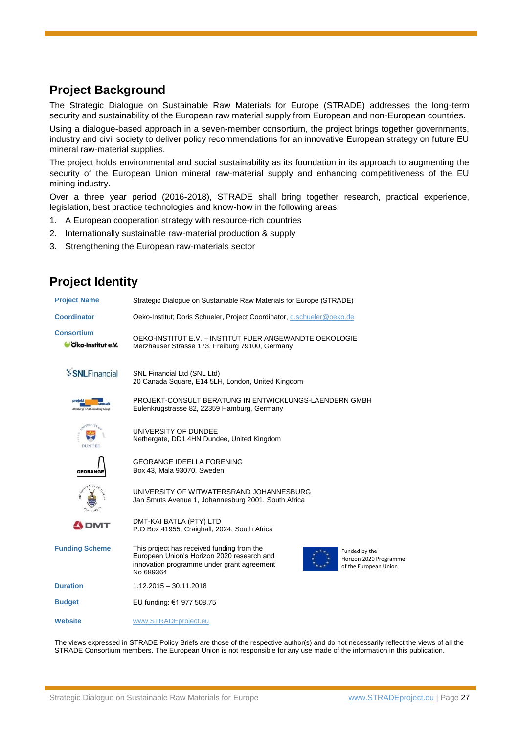## Project Background

The Strategic Dialogue on Sustainable Raw Materials for Europe (STRADE) addresses the long-term security and sustainability of the European raw material supply from European and non-European countries.

Using a dialogue-based approach in a seven-member consortium, the project brings together governments, industry and civil society to deliver policy recommendations for an innovative European strategy on future EU mineral raw-material supplies.

The project holds environmental and social sustainability as its foundation in its approach to augmenting the security of the European Union mineral raw-material supply and enhancing competitiveness of the EU mining industry.

Over a three year period (2016-2018), STRADE shall bring together research, practical experience, legislation, best practice technologies and know-how in the following areas:

1. A European cooperation strategy with resource-rich countries
2. Internationally sustainable raw-material production & supply
3. Strengthening the European raw-materials sector

## Project Identity

| | |
|---|---|
| **Project Name** | Strategic Dialogue on Sustainable Raw Materials for Europe (STRADE) |
| **Coordinator** | Oeko-Institut; Doris Schueler, Project Coordinator, d.schueler@oeko.de |
| **Consortium** Öko-Institut e.V. | OEKO-INSTITUT E.V. – INSTITUT FUER ANGEWANDTE OEKOLOGIE<br>Merzhauser Strasse 173, Freiburg 79100, Germany |
| SNLFinancial | SNL Financial Ltd (SNL Ltd)<br>20 Canada Square, E14 5LH, London, United Kingdom |
| projekt consult | PROJEKT-CONSULT BERATUNG IN ENTWICKLUNGS-LAENDERN GMBH<br>Eulenkrugstrasse 82, 22359 Hamburg, Germany |
| University of Dundee | UNIVERSITY OF DUNDEE<br>Nethergate, DD1 4HN Dundee, United Kingdom |
| GEORANGE | GEORANGE IDEELLA FORENING<br>Box 43, Mala 93070, Sweden |
| University of the Witwatersrand | UNIVERSITY OF WITWATERSRAND JOHANNESBURG<br>Jan Smuts Avenue 1, Johannesburg 2001, South Africa |
| DMT | DMT-KAI BATLA (PTY) LTD<br>P.O Box 41955, Craighall, 2024, South Africa |
| **Funding Scheme** | This project has received funding from the European Union's Horizon 2020 research and innovation programme under grant agreement No 689364<br>Funded by the Horizon 2020 Programme of the European Union |
| **Duration** | 1.12.2015 – 30.11.2018 |
| **Budget** | EU funding: €1 977 508.75 |
| **Website** | www.STRADEproject.eu |

The views expressed in STRADE Policy Briefs are those of the respective author(s) and do not necessarily reflect the views of all the STRADE Consortium members. The European Union is not responsible for any use made of the information in this publication.